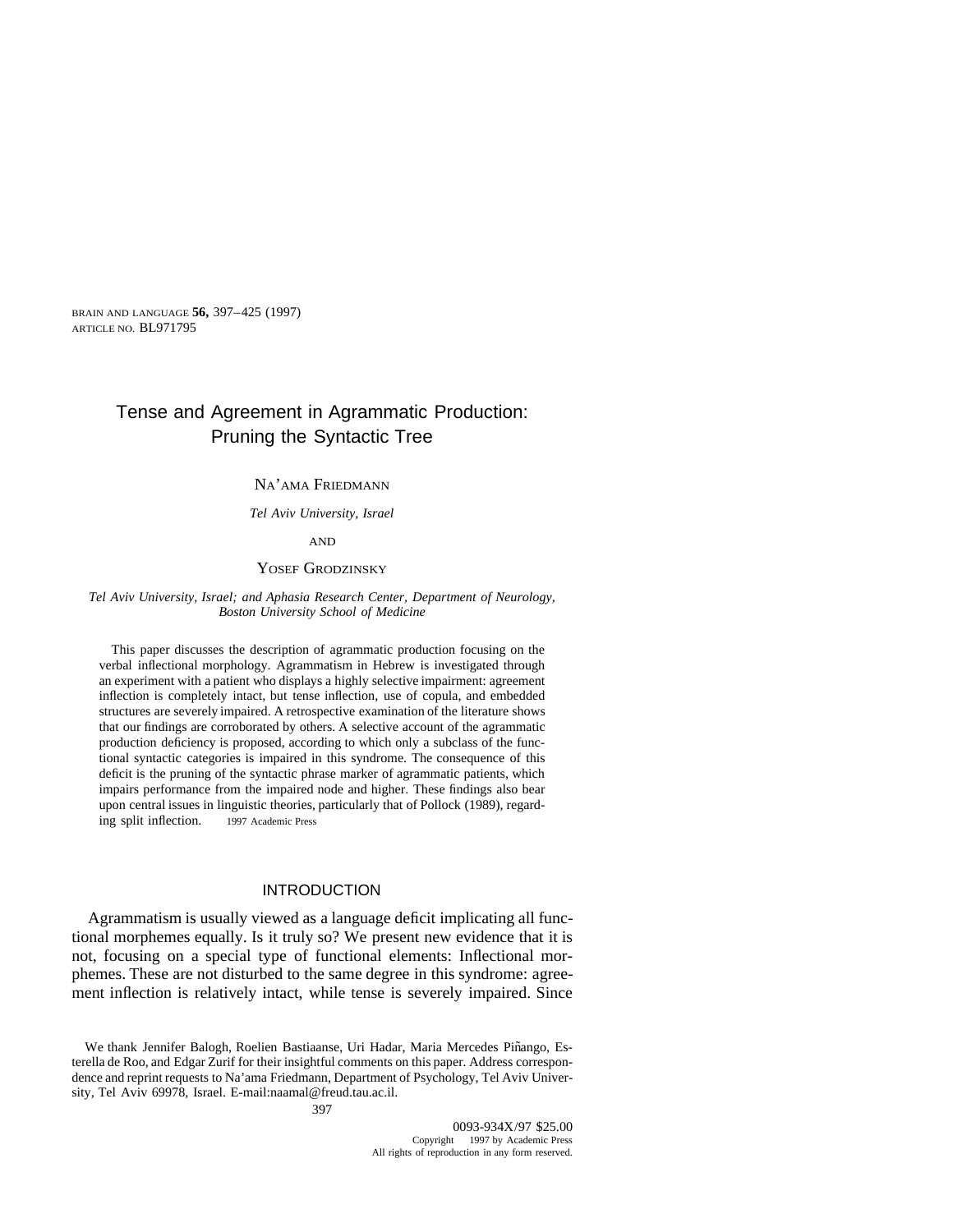# Tense and Agreement in Agrammatic Production: Pruning the Syntactic Tree

NA'AMA FRIEDMANN

*Tel Aviv University, Israel*

AND

YOSEF GRODZINSKY

*Tel Aviv University, Israel; and Aphasia Research Center, Department of Neurology, Boston University School of Medicine*

This paper discusses the description of agrammatic production focusing on the verbal inflectional morphology. Agrammatism in Hebrew is investigated through an experiment with a patient who displays a highly selective impairment: agreement inflection is completely intact, but tense inflection, use of copula, and embedded structures are severely impaired. A retrospective examination of the literature shows that our findings are corroborated by others. A selective account of the agrammatic production deficiency is proposed, according to which only a subclass of the functional syntactic categories is impaired in this syndrome. The consequence of this deficit is the pruning of the syntactic phrase marker of agrammatic patients, which impairs performance from the impaired node and higher. These findings also bear upon central issues in linguistic theories, particularly that of Pollock (1989), regarding split inflection. © 1997 Academic Press

## INTRODUCTION

Agrammatism is usually viewed as a language deficit implicating all functional morphemes equally. Is it truly so? We present new evidence that it is not, focusing on a special type of functional elements: Inflectional morphemes. These are not disturbed to the same degree in this syndrome: agreement inflection is relatively intact, while tense is severely impaired. Since

---

We thank Jennifer Balogh, Roelien Bastiaanse, Uri Hadar, Maria Mercedes Piñango, Esterella de Roo, and Edgar Zurif for their insightful comments on this paper. Address correspondence and reprint requests to Na'ama Friedmann, Department of Psychology, Tel Aviv University, Tel Aviv 69978, Israel. E-mail:naamal@freud.tau.ac.il.

0093-934X/97 $25.00
Copyright © 1997 by Academic Press
All rights of reproduction in any form reserved.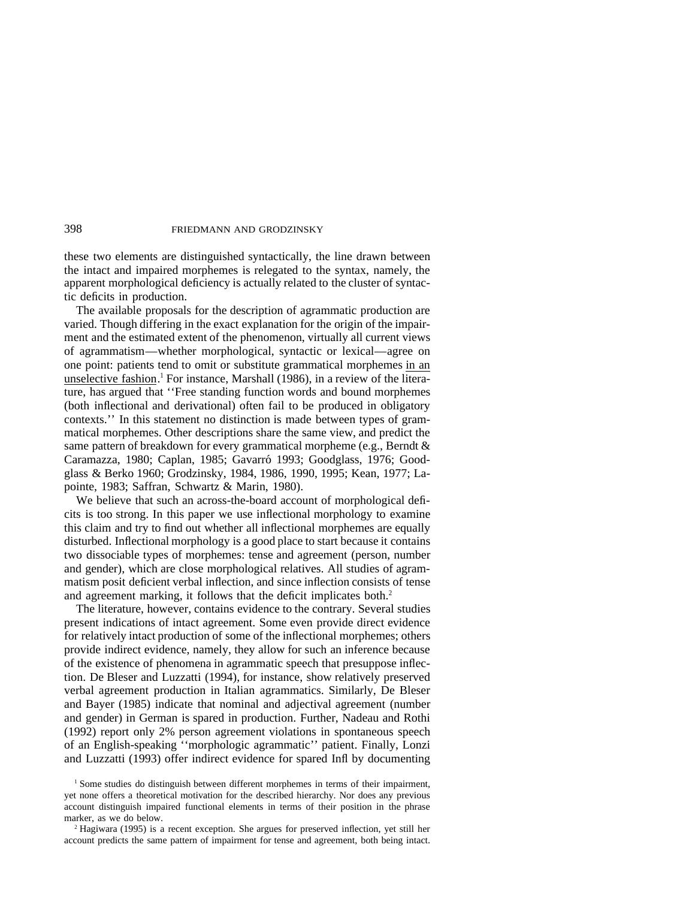these two elements are distinguished syntactically, the line drawn between the intact and impaired morphemes is relegated to the syntax, namely, the apparent morphological deficiency is actually related to the cluster of syntactic deficits in production.

The available proposals for the description of agrammatic production are varied. Though differing in the exact explanation for the origin of the impairment and the estimated extent of the phenomenon, virtually all current views of agrammatism—whether morphological, syntactic or lexical—agree on one point: patients tend to omit or substitute grammatical morphemes <u>in an unselective fashion</u>.[1] For instance, Marshall (1986), in a review of the literature, has argued that ''Free standing function words and bound morphemes (both inflectional and derivational) often fail to be produced in obligatory contexts.'' In this statement no distinction is made between types of grammatical morphemes. Other descriptions share the same view, and predict the same pattern of breakdown for every grammatical morpheme (e.g., Berndt & Caramazza, 1980; Caplan, 1985; Gavarró 1993; Goodglass, 1976; Goodglass & Berko 1960; Grodzinsky, 1984, 1986, 1990, 1995; Kean, 1977; Lapointe, 1983; Saffran, Schwartz & Marin, 1980).

We believe that such an across-the-board account of morphological deficits is too strong. In this paper we use inflectional morphology to examine this claim and try to find out whether all inflectional morphemes are equally disturbed. Inflectional morphology is a good place to start because it contains two dissociable types of morphemes: tense and agreement (person, number and gender), which are close morphological relatives. All studies of agrammatism posit deficient verbal inflection, and since inflection consists of tense and agreement marking, it follows that the deficit implicates both.[2]

The literature, however, contains evidence to the contrary. Several studies present indications of intact agreement. Some even provide direct evidence for relatively intact production of some of the inflectional morphemes; others provide indirect evidence, namely, they allow for such an inference because of the existence of phenomena in agrammatic speech that presuppose inflection. De Bleser and Luzzatti (1994), for instance, show relatively preserved verbal agreement production in Italian agrammatics. Similarly, De Bleser and Bayer (1985) indicate that nominal and adjectival agreement (number and gender) in German is spared in production. Further, Nadeau and Rothi (1992) report only 2% person agreement violations in spontaneous speech of an English-speaking ''morphologic agrammatic'' patient. Finally, Lonzi and Luzzatti (1993) offer indirect evidence for spared Infl by documenting

[1] Some studies do distinguish between different morphemes in terms of their impairment, yet none offers a theoretical motivation for the described hierarchy. Nor does any previous account distinguish impaired functional elements in terms of their position in the phrase marker, as we do below.

[2] Hagiwara (1995) is a recent exception. She argues for preserved inflection, yet still her account predicts the same pattern of impairment for tense and agreement, both being intact.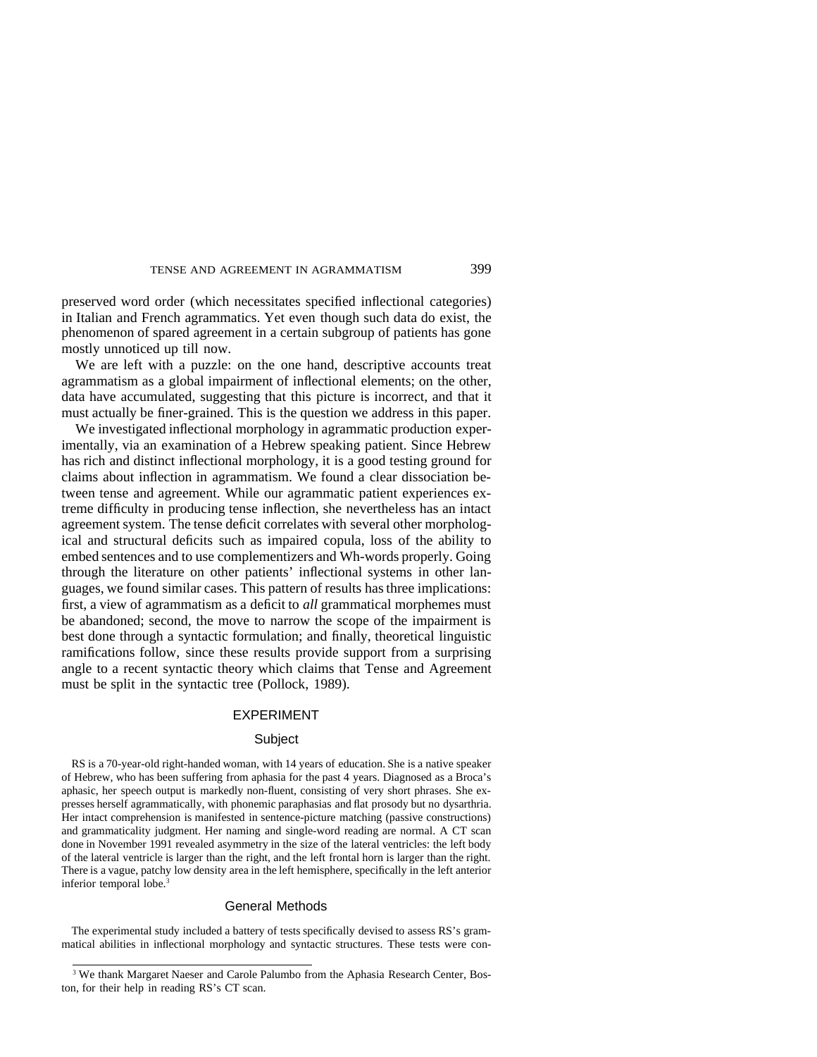preserved word order (which necessitates specified inflectional categories) in Italian and French agrammatics. Yet even though such data do exist, the phenomenon of spared agreement in a certain subgroup of patients has gone mostly unnoticed up till now.

We are left with a puzzle: on the one hand, descriptive accounts treat agrammatism as a global impairment of inflectional elements; on the other, data have accumulated, suggesting that this picture is incorrect, and that it must actually be finer-grained. This is the question we address in this paper.

We investigated inflectional morphology in agrammatic production experimentally, via an examination of a Hebrew speaking patient. Since Hebrew has rich and distinct inflectional morphology, it is a good testing ground for claims about inflection in agrammatism. We found a clear dissociation between tense and agreement. While our agrammatic patient experiences extreme difficulty in producing tense inflection, she nevertheless has an intact agreement system. The tense deficit correlates with several other morphological and structural deficits such as impaired copula, loss of the ability to embed sentences and to use complementizers and Wh-words properly. Going through the literature on other patients' inflectional systems in other languages, we found similar cases. This pattern of results has three implications: first, a view of agrammatism as a deficit to *all* grammatical morphemes must be abandoned; second, the move to narrow the scope of the impairment is best done through a syntactic formulation; and finally, theoretical linguistic ramifications follow, since these results provide support from a surprising angle to a recent syntactic theory which claims that Tense and Agreement must be split in the syntactic tree (Pollock, 1989).

## EXPERIMENT

### Subject

RS is a 70-year-old right-handed woman, with 14 years of education. She is a native speaker of Hebrew, who has been suffering from aphasia for the past 4 years. Diagnosed as a Broca's aphasic, her speech output is markedly non-fluent, consisting of very short phrases. She expresses herself agrammatically, with phonemic paraphasias and flat prosody but no dysarthria. Her intact comprehension is manifested in sentence-picture matching (passive constructions) and grammaticality judgment. Her naming and single-word reading are normal. A CT scan done in November 1991 revealed asymmetry in the size of the lateral ventricles: the left body of the lateral ventricle is larger than the right, and the left frontal horn is larger than the right. There is a vague, patchy low density area in the left hemisphere, specifically in the left anterior inferior temporal lobe.[3]

### General Methods

The experimental study included a battery of tests specifically devised to assess RS's grammatical abilities in inflectional morphology and syntactic structures. These tests were con-

[3] We thank Margaret Naeser and Carole Palumbo from the Aphasia Research Center, Boston, for their help in reading RS's CT scan.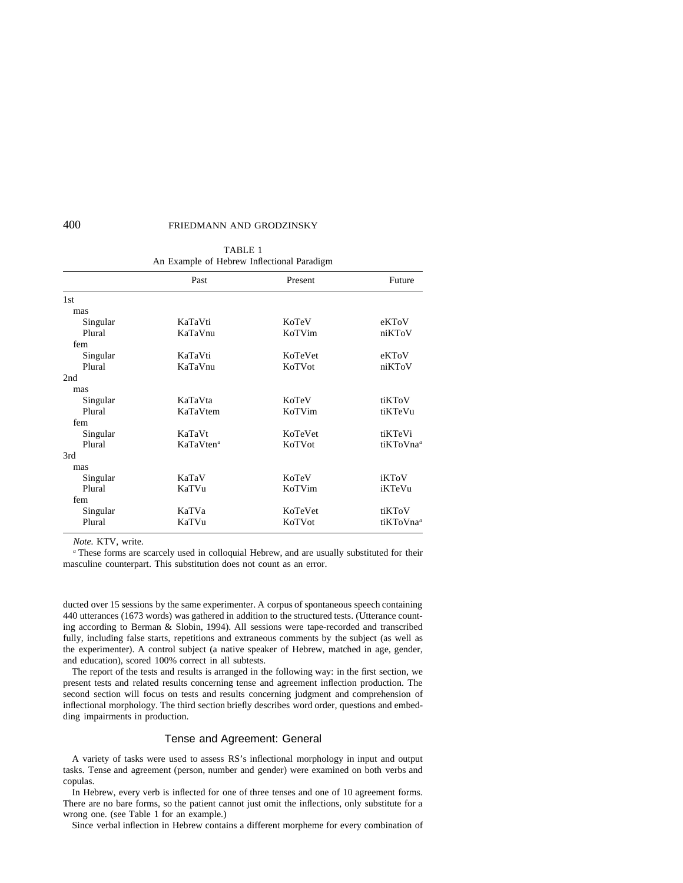TABLE 1
An Example of Hebrew Inflectional Paradigm

| | Past | Present | Future |
|---|---|---|---|
| 1st | | | |
| mas | | | |
| Singular | KaTaVti | KoTeV | eKToV |
| Plural | KaTaVnu | KoTVim | niKToV |
| fem | | | |
| Singular | KaTaVti | KoTeVet | eKToV |
| Plural | KaTaVnu | KoTVot | niKToV |
| 2nd | | | |
| mas | | | |
| Singular | KaTaVta | KoTeV | tiKToV |
| Plural | KaTaVtem | KoTVim | tiKTeVu |
| fem | | | |
| Singular | KaTaVt | KoTeVet | tiKTeVi |
| Plural | KaTaVten[a] | KoTVot | tiKToVna[a] |
| 3rd | | | |
| mas | | | |
| Singular | KaTaV | KoTeV | iKToV |
| Plural | KaTVu | KoTVim | iKTeVu |
| fem | | | |
| Singular | KaTVa | KoTeVet | tiKToV |
| Plural | KaTVu | KoTVot | tiKToVna[a] |

*Note.* KTV, write.

[a] These forms are scarcely used in colloquial Hebrew, and are usually substituted for their masculine counterpart. This substitution does not count as an error.

ducted over 15 sessions by the same experimenter. A corpus of spontaneous speech containing 440 utterances (1673 words) was gathered in addition to the structured tests. (Utterance counting according to Berman & Slobin, 1994). All sessions were tape-recorded and transcribed fully, including false starts, repetitions and extraneous comments by the subject (as well as the experimenter). A control subject (a native speaker of Hebrew, matched in age, gender, and education), scored 100% correct in all subtests.

The report of the tests and results is arranged in the following way: in the first section, we present tests and related results concerning tense and agreement inflection production. The second section will focus on tests and results concerning judgment and comprehension of inflectional morphology. The third section briefly describes word order, questions and embedding impairments in production.

## Tense and Agreement: General

A variety of tasks were used to assess RS's inflectional morphology in input and output tasks. Tense and agreement (person, number and gender) were examined on both verbs and copulas.

In Hebrew, every verb is inflected for one of three tenses and one of 10 agreement forms. There are no bare forms, so the patient cannot just omit the inflections, only substitute for a wrong one. (see Table 1 for an example.)

Since verbal inflection in Hebrew contains a different morpheme for every combination of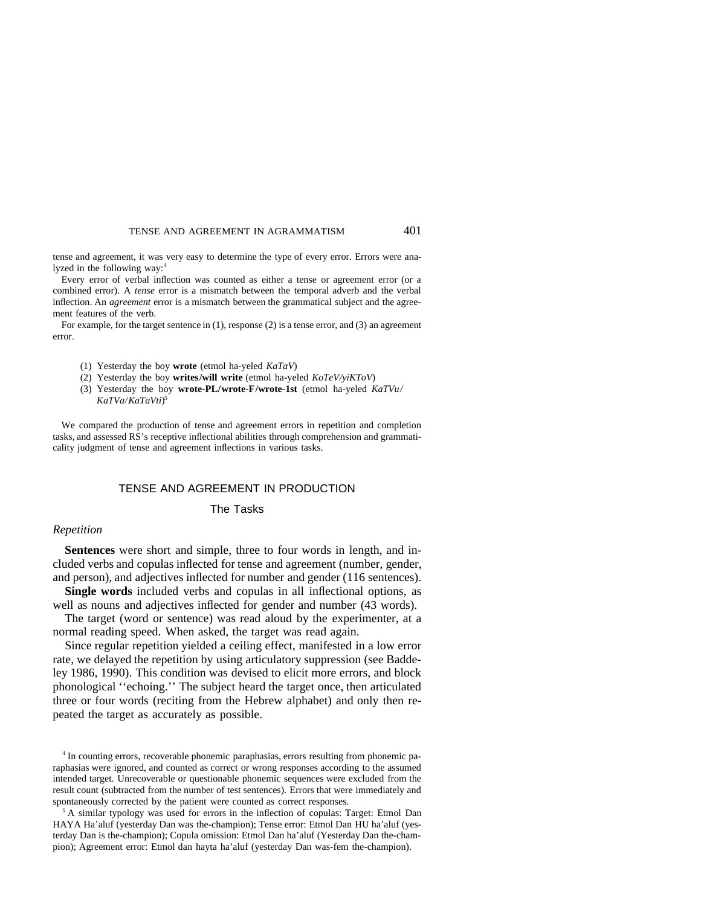tense and agreement, it was very easy to determine the type of every error. Errors were analyzed in the following way:[4]

Every error of verbal inflection was counted as either a tense or agreement error (or a combined error). A *tense* error is a mismatch between the temporal adverb and the verbal inflection. An *agreement* error is a mismatch between the grammatical subject and the agreement features of the verb.

For example, for the target sentence in (1), response (2) is a tense error, and (3) an agreement error.

(1) Yesterday the boy **wrote** (etmol ha-yeled *KaTaV*)
(2) Yesterday the boy **writes/will write** (etmol ha-yeled *KoTeV/yiKToV*)
(3) Yesterday the boy **wrote-PL/wrote-F/wrote-1st** (etmol ha-yeled *KaTVu/KaTVa/KaTaVti*)[5]

We compared the production of tense and agreement errors in repetition and completion tasks, and assessed RS's receptive inflectional abilities through comprehension and grammaticality judgment of tense and agreement inflections in various tasks.

## TENSE AND AGREEMENT IN PRODUCTION

### The Tasks

#### *Repetition*

**Sentences** were short and simple, three to four words in length, and included verbs and copulas inflected for tense and agreement (number, gender, and person), and adjectives inflected for number and gender (116 sentences).

**Single words** included verbs and copulas in all inflectional options, as well as nouns and adjectives inflected for gender and number (43 words).

The target (word or sentence) was read aloud by the experimenter, at a normal reading speed. When asked, the target was read again.

Since regular repetition yielded a ceiling effect, manifested in a low error rate, we delayed the repetition by using articulatory suppression (see Baddeley 1986, 1990). This condition was devised to elicit more errors, and block phonological ''echoing.'' The subject heard the target once, then articulated three or four words (reciting from the Hebrew alphabet) and only then repeated the target as accurately as possible.

[4] In counting errors, recoverable phonemic paraphasias, errors resulting from phonemic paraphasias were ignored, and counted as correct or wrong responses according to the assumed intended target. Unrecoverable or questionable phonemic sequences were excluded from the result count (subtracted from the number of test sentences). Errors that were immediately and spontaneously corrected by the patient were counted as correct responses.

[5] A similar typology was used for errors in the inflection of copulas: Target: Etmol Dan HAYA Ha'aluf (yesterday Dan was the-champion); Tense error: Etmol Dan HU ha'aluf (yesterday Dan is the-champion); Copula omission: Etmol Dan ha'aluf (Yesterday Dan the-champion); Agreement error: Etmol dan hayta ha'aluf (yesterday Dan was-fem the-champion).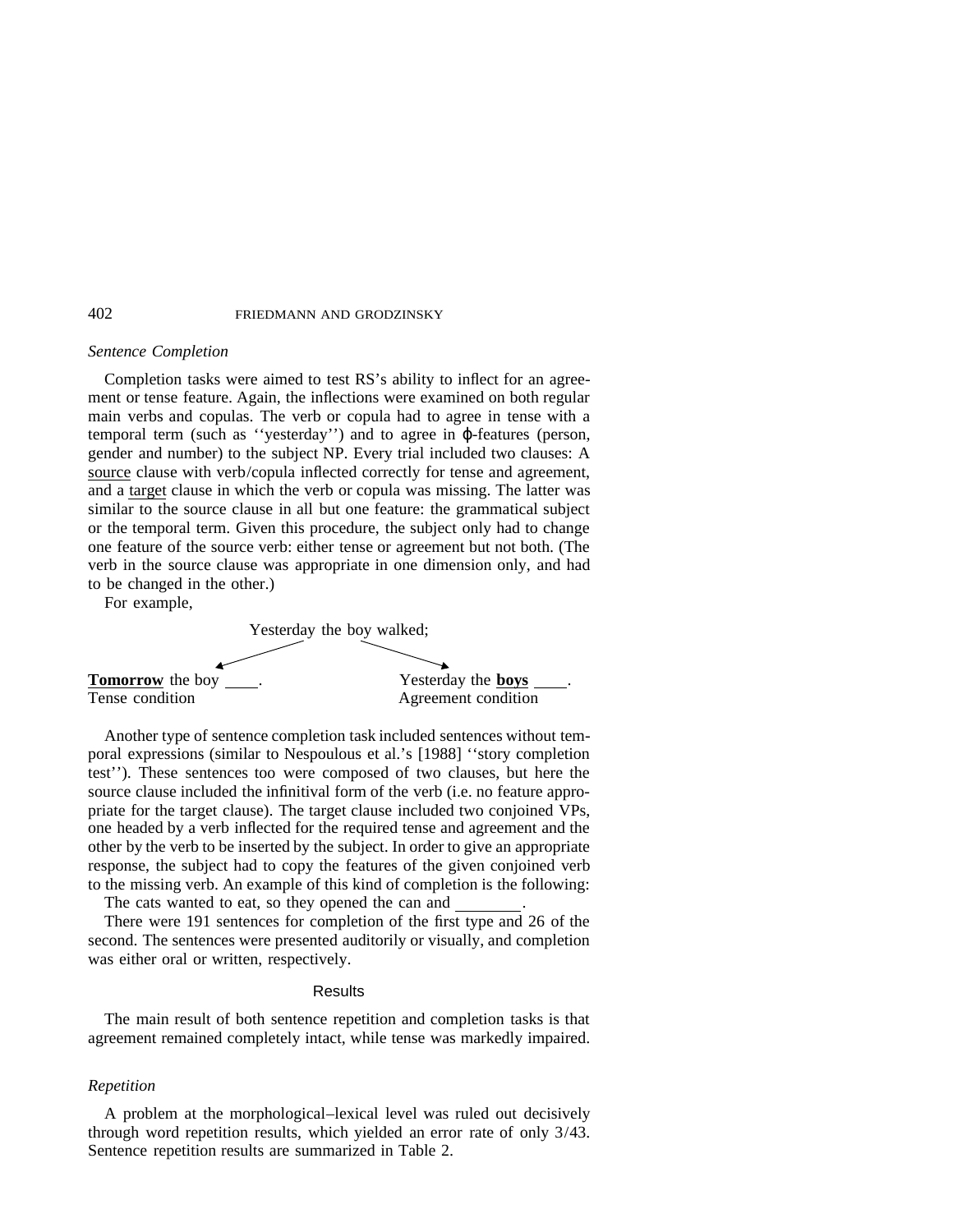*Sentence Completion*

Completion tasks were aimed to test RS's ability to inflect for an agreement or tense feature. Again, the inflections were examined on both regular main verbs and copulas. The verb or copula had to agree in tense with a temporal term (such as ''yesterday'') and to agree in $\varphi$-features (person, gender and number) to the subject NP. Every trial included two clauses: A <u>source</u> clause with verb/copula inflected correctly for tense and agreement, and a <u>target</u> clause in which the verb or copula was missing. The latter was similar to the source clause in all but one feature: the grammatical subject or the temporal term. Given this procedure, the subject only had to change one feature of the source verb: either tense or agreement but not both. (The verb in the source clause was appropriate in one dimension only, and had to be changed in the other.)

For example,

Yesterday the boy walked;

| | |
|---|---|
| <u>**Tomorrow**</u> the boy \_\_\_\_. | Yesterday the <u>**boys**</u> \_\_\_\_. |
| Tense condition | Agreement condition |

Another type of sentence completion task included sentences without temporal expressions (similar to Nespoulous et al.'s [1988] ''story completion test''). These sentences too were composed of two clauses, but here the source clause included the infinitival form of the verb (i.e. no feature appropriate for the target clause). The target clause included two conjoined VPs, one headed by a verb inflected for the required tense and agreement and the other by the verb to be inserted by the subject. In order to give an appropriate response, the subject had to copy the features of the given conjoined verb to the missing verb. An example of this kind of completion is the following:

The cats wanted to eat, so they opened the can and \_\_\_\_\_\_\_\_.

There were 191 sentences for completion of the first type and 26 of the second. The sentences were presented auditorily or visually, and completion was either oral or written, respectively.

## Results

The main result of both sentence repetition and completion tasks is that agreement remained completely intact, while tense was markedly impaired.

*Repetition*

A problem at the morphological–lexical level was ruled out decisively through word repetition results, which yielded an error rate of only 3/43. Sentence repetition results are summarized in Table 2.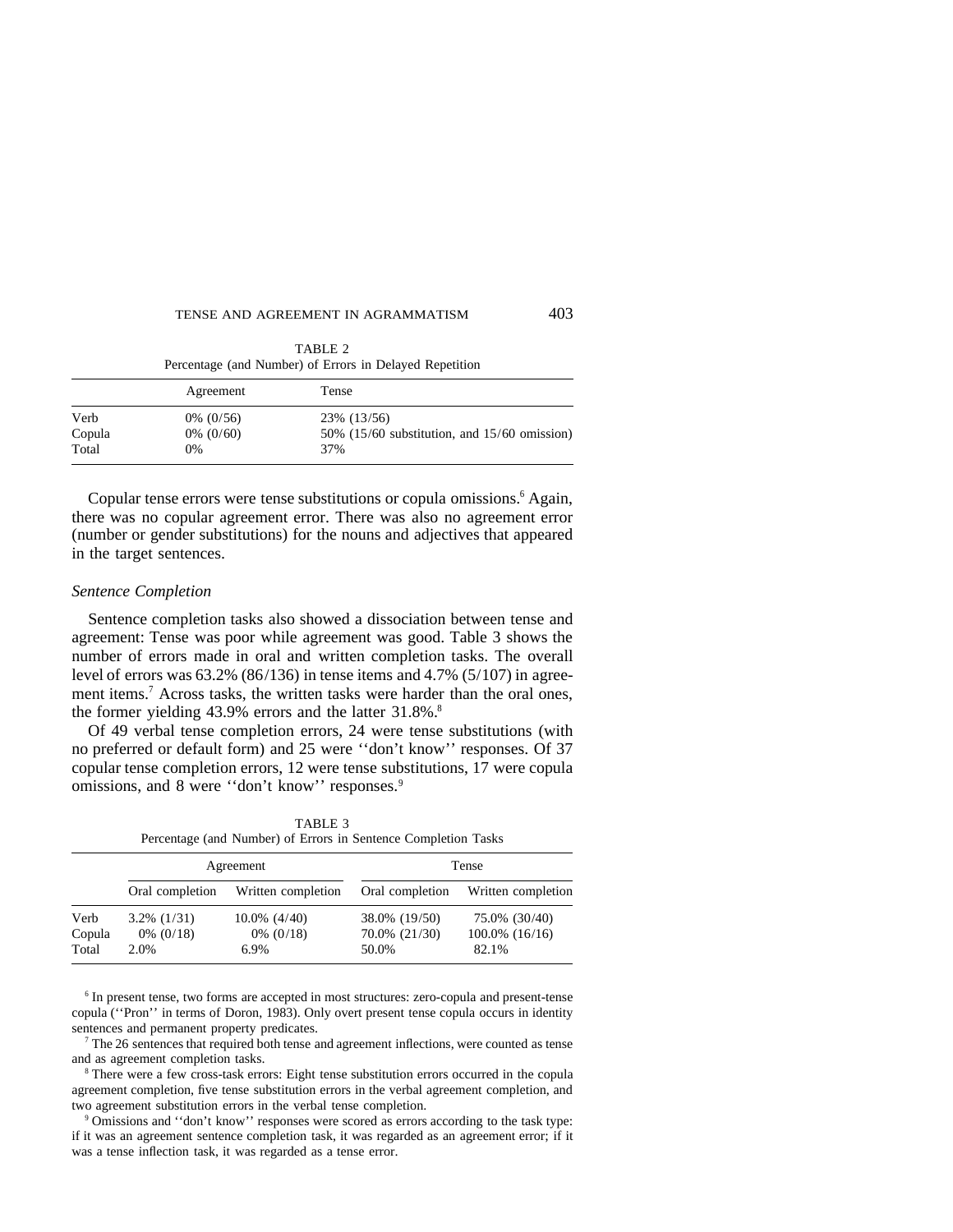TABLE 2
Percentage (and Number) of Errors in Delayed Repetition

| | Agreement | Tense |
|---|---|---|
| Verb | 0% (0/56) | 23% (13/56) |
| Copula | 0% (0/60) | 50% (15/60 substitution, and 15/60 omission) |
| Total | 0% | 37% |

Copular tense errors were tense substitutions or copula omissions.[6] Again, there was no copular agreement error. There was also no agreement error (number or gender substitutions) for the nouns and adjectives that appeared in the target sentences.

### *Sentence Completion*

Sentence completion tasks also showed a dissociation between tense and agreement: Tense was poor while agreement was good. Table 3 shows the number of errors made in oral and written completion tasks. The overall level of errors was 63.2% (86/136) in tense items and 4.7% (5/107) in agreement items.[7] Across tasks, the written tasks were harder than the oral ones, the former yielding 43.9% errors and the latter 31.8%.[8]

Of 49 verbal tense completion errors, 24 were tense substitutions (with no preferred or default form) and 25 were ''don't know'' responses. Of 37 copular tense completion errors, 12 were tense substitutions, 17 were copula omissions, and 8 were ''don't know'' responses.[9]

TABLE 3
Percentage (and Number) of Errors in Sentence Completion Tasks

| | Agreement | | Tense | |
|---|---|---|---|---|
| | Oral completion | Written completion | Oral completion | Written completion |
| Verb | 3.2% (1/31) | 10.0% (4/40) | 38.0% (19/50) | 75.0% (30/40) |
| Copula | 0% (0/18) | 0% (0/18) | 70.0% (21/30) | 100.0% (16/16) |
| Total | 2.0% | 6.9% | 50.0% | 82.1% |

[6] In present tense, two forms are accepted in most structures: zero-copula and present-tense copula (''Pron'' in terms of Doron, 1983). Only overt present tense copula occurs in identity sentences and permanent property predicates.

[7] The 26 sentences that required both tense and agreement inflections, were counted as tense and as agreement completion tasks.

[8] There were a few cross-task errors: Eight tense substitution errors occurred in the copula agreement completion, five tense substitution errors in the verbal agreement completion, and two agreement substitution errors in the verbal tense completion.

[9] Omissions and ''don't know'' responses were scored as errors according to the task type: if it was an agreement sentence completion task, it was regarded as an agreement error; if it was a tense inflection task, it was regarded as a tense error.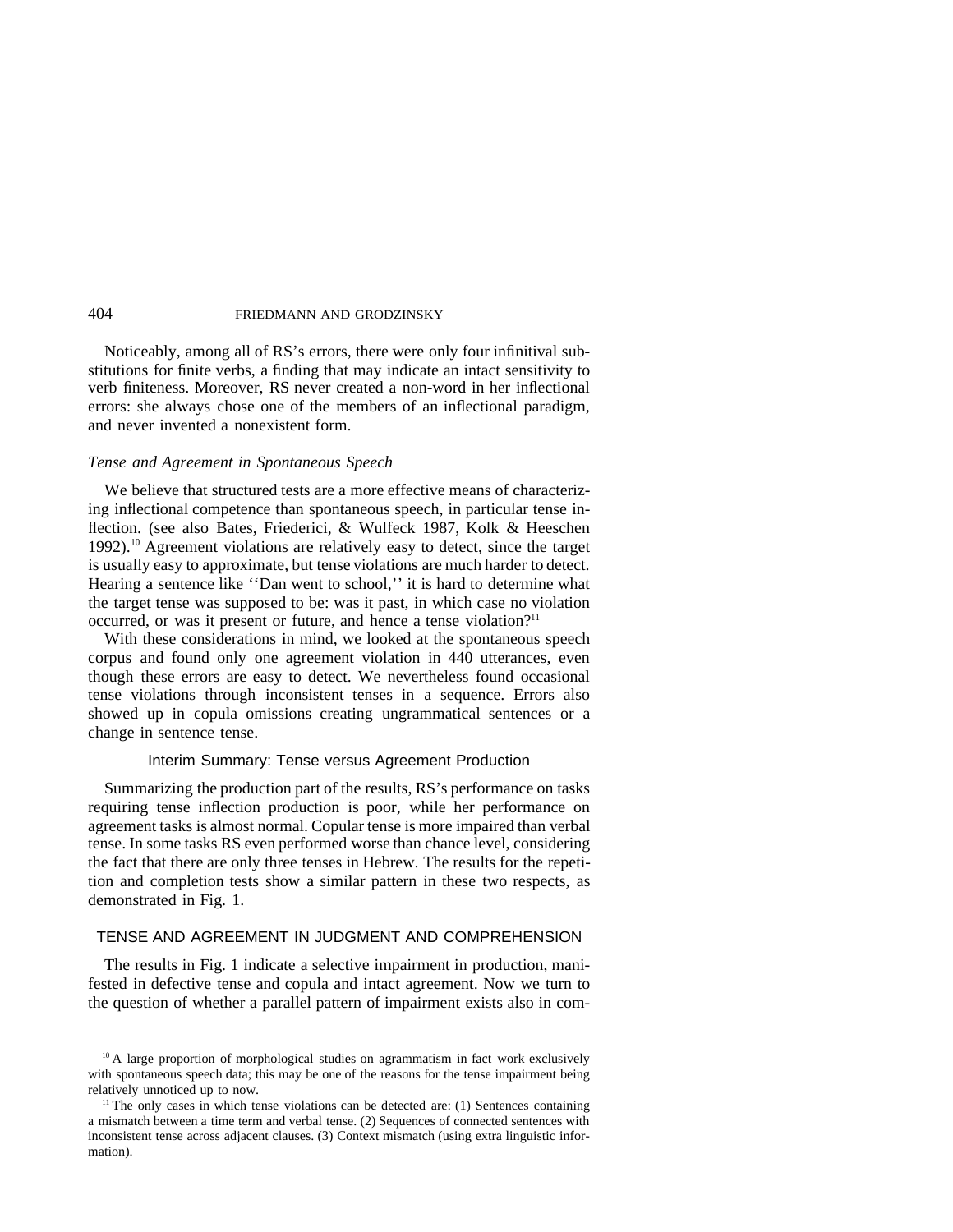Noticeably, among all of RS's errors, there were only four infinitival substitutions for finite verbs, a finding that may indicate an intact sensitivity to verb finiteness. Moreover, RS never created a non-word in her inflectional errors: she always chose one of the members of an inflectional paradigm, and never invented a nonexistent form.

### *Tense and Agreement in Spontaneous Speech*

We believe that structured tests are a more effective means of characterizing inflectional competence than spontaneous speech, in particular tense inflection. (see also Bates, Friederici, & Wulfeck 1987, Kolk & Heeschen 1992).[10] Agreement violations are relatively easy to detect, since the target is usually easy to approximate, but tense violations are much harder to detect. Hearing a sentence like ''Dan went to school,'' it is hard to determine what the target tense was supposed to be: was it past, in which case no violation occurred, or was it present or future, and hence a tense violation?[11]

With these considerations in mind, we looked at the spontaneous speech corpus and found only one agreement violation in 440 utterances, even though these errors are easy to detect. We nevertheless found occasional tense violations through inconsistent tenses in a sequence. Errors also showed up in copula omissions creating ungrammatical sentences or a change in sentence tense.

### Interim Summary: Tense versus Agreement Production

Summarizing the production part of the results, RS's performance on tasks requiring tense inflection production is poor, while her performance on agreement tasks is almost normal. Copular tense is more impaired than verbal tense. In some tasks RS even performed worse than chance level, considering the fact that there are only three tenses in Hebrew. The results for the repetition and completion tests show a similar pattern in these two respects, as demonstrated in Fig. 1.

## TENSE AND AGREEMENT IN JUDGMENT AND COMPREHENSION

The results in Fig. 1 indicate a selective impairment in production, manifested in defective tense and copula and intact agreement. Now we turn to the question of whether a parallel pattern of impairment exists also in com-

[10] A large proportion of morphological studies on agrammatism in fact work exclusively with spontaneous speech data; this may be one of the reasons for the tense impairment being relatively unnoticed up to now.

[11] The only cases in which tense violations can be detected are: (1) Sentences containing a mismatch between a time term and verbal tense. (2) Sequences of connected sentences with inconsistent tense across adjacent clauses. (3) Context mismatch (using extra linguistic information).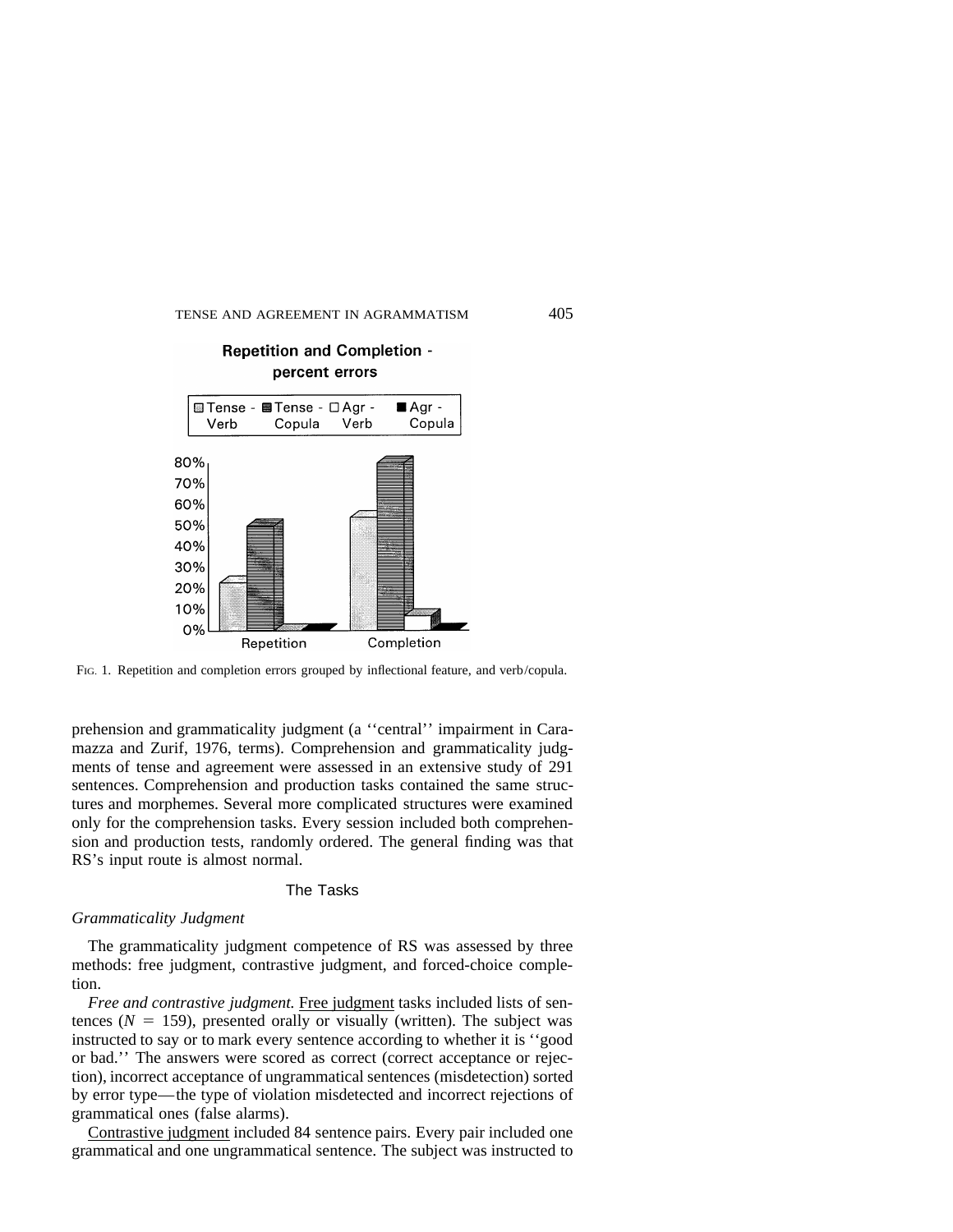Repetition and Completion - percent errors

Fig. 1. Repetition and completion errors grouped by inflectional feature, and verb/copula.

prehension and grammaticality judgment (a ''central'' impairment in Caramazza and Zurif, 1976, terms). Comprehension and grammaticality judgments of tense and agreement were assessed in an extensive study of 291 sentences. Comprehension and production tasks contained the same structures and morphemes. Several more complicated structures were examined only for the comprehension tasks. Every session included both comprehension and production tests, randomly ordered. The general finding was that RS's input route is almost normal.

## The Tasks

### *Grammaticality Judgment*

The grammaticality judgment competence of RS was assessed by three methods: free judgment, contrastive judgment, and forced-choice completion.

*Free and contrastive judgment.* Free judgment tasks included lists of sentences ($N = 159$), presented orally or visually (written). The subject was instructed to say or to mark every sentence according to whether it is ''good or bad.'' The answers were scored as correct (correct acceptance or rejection), incorrect acceptance of ungrammatical sentences (misdetection) sorted by error type—the type of violation misdetected and incorrect rejections of grammatical ones (false alarms).

Contrastive judgment included 84 sentence pairs. Every pair included one grammatical and one ungrammatical sentence. The subject was instructed to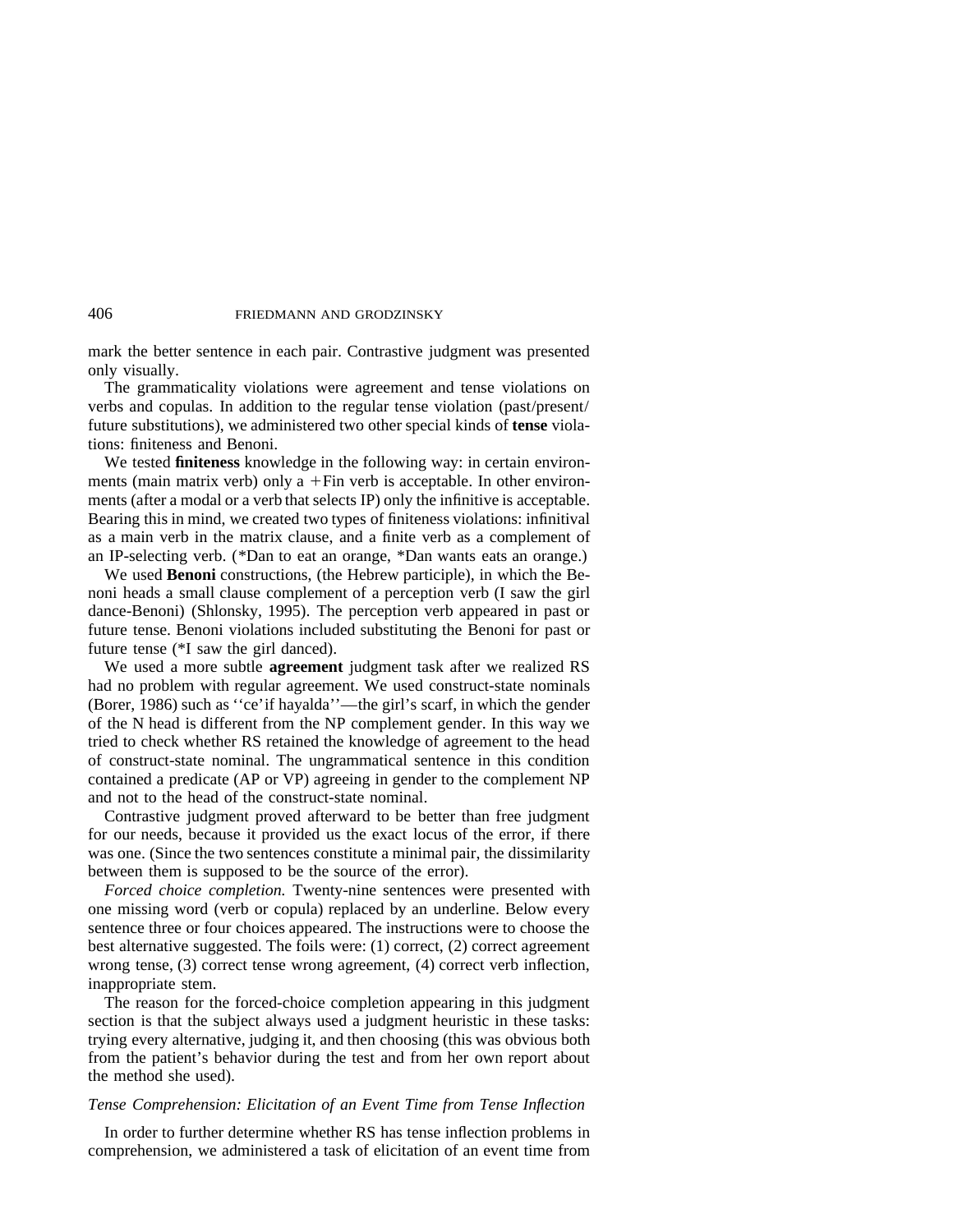mark the better sentence in each pair. Contrastive judgment was presented only visually.

The grammaticality violations were agreement and tense violations on verbs and copulas. In addition to the regular tense violation (past/present/future substitutions), we administered two other special kinds of **tense** violations: finiteness and Benoni.

We tested **finiteness** knowledge in the following way: in certain environments (main matrix verb) only a +Fin verb is acceptable. In other environments (after a modal or a verb that selects IP) only the infinitive is acceptable. Bearing this in mind, we created two types of finiteness violations: infinitival as a main verb in the matrix clause, and a finite verb as a complement of an IP-selecting verb. (*Dan to eat an orange, *Dan wants eats an orange.)

We used **Benoni** constructions, (the Hebrew participle), in which the Benoni heads a small clause complement of a perception verb (I saw the girl dance-Benoni) (Shlonsky, 1995). The perception verb appeared in past or future tense. Benoni violations included substituting the Benoni for past or future tense (*I saw the girl danced).

We used a more subtle **agreement** judgment task after we realized RS had no problem with regular agreement. We used construct-state nominals (Borer, 1986) such as ''ce'if hayalda''—the girl's scarf, in which the gender of the N head is different from the NP complement gender. In this way we tried to check whether RS retained the knowledge of agreement to the head of construct-state nominal. The ungrammatical sentence in this condition contained a predicate (AP or VP) agreeing in gender to the complement NP and not to the head of the construct-state nominal.

Contrastive judgment proved afterward to be better than free judgment for our needs, because it provided us the exact locus of the error, if there was one. (Since the two sentences constitute a minimal pair, the dissimilarity between them is supposed to be the source of the error).

*Forced choice completion.* Twenty-nine sentences were presented with one missing word (verb or copula) replaced by an underline. Below every sentence three or four choices appeared. The instructions were to choose the best alternative suggested. The foils were: (1) correct, (2) correct agreement wrong tense, (3) correct tense wrong agreement, (4) correct verb inflection, inappropriate stem.

The reason for the forced-choice completion appearing in this judgment section is that the subject always used a judgment heuristic in these tasks: trying every alternative, judging it, and then choosing (this was obvious both from the patient's behavior during the test and from her own report about the method she used).

*Tense Comprehension: Elicitation of an Event Time from Tense Inflection*

In order to further determine whether RS has tense inflection problems in comprehension, we administered a task of elicitation of an event time from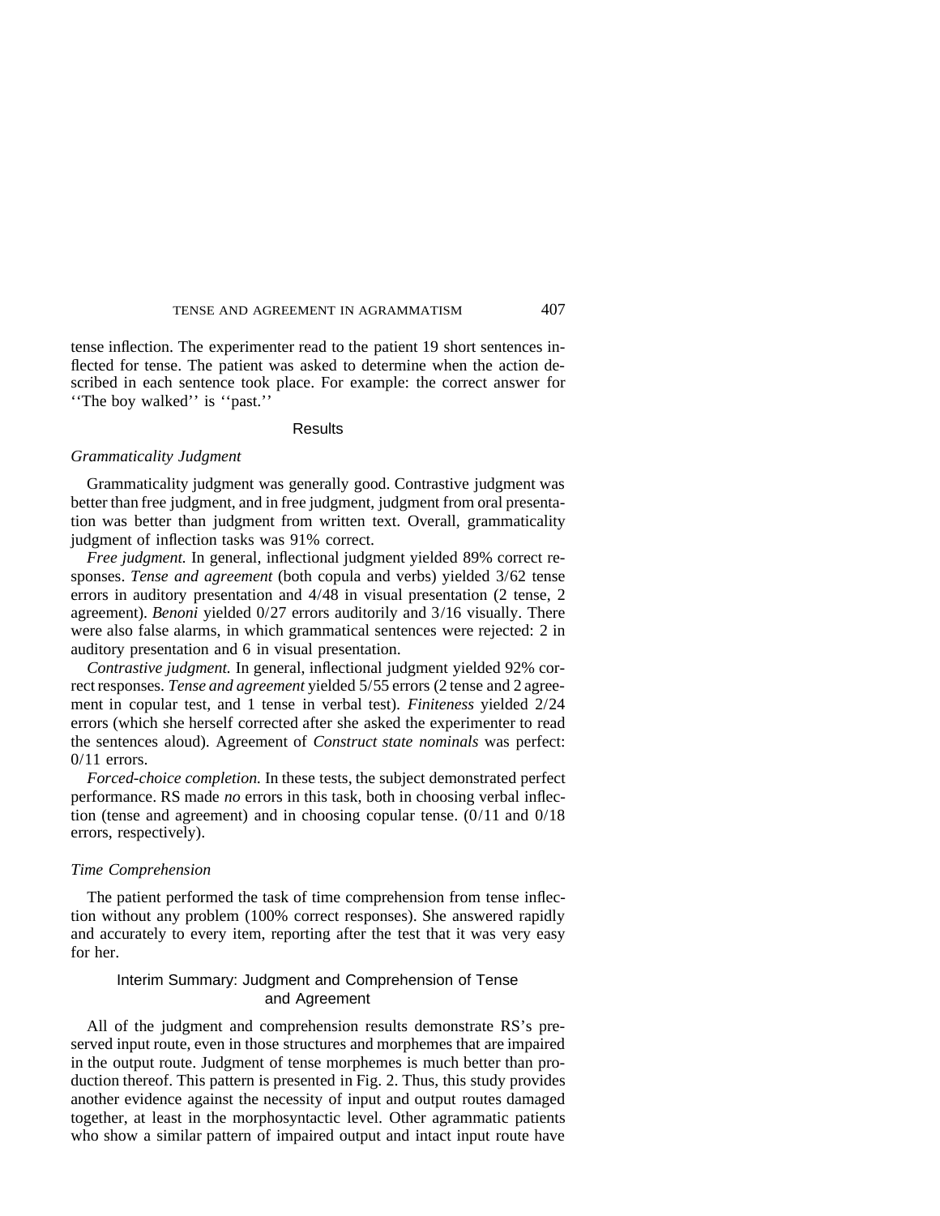tense inflection. The experimenter read to the patient 19 short sentences inflected for tense. The patient was asked to determine when the action described in each sentence took place. For example: the correct answer for ''The boy walked'' is ''past.''

## Results

### Grammaticality Judgment

Grammaticality judgment was generally good. Contrastive judgment was better than free judgment, and in free judgment, judgment from oral presentation was better than judgment from written text. Overall, grammaticality judgment of inflection tasks was 91% correct.

*Free judgment.* In general, inflectional judgment yielded 89% correct responses. *Tense and agreement* (both copula and verbs) yielded 3/62 tense errors in auditory presentation and 4/48 in visual presentation (2 tense, 2 agreement). *Benoni* yielded 0/27 errors auditorily and 3/16 visually. There were also false alarms, in which grammatical sentences were rejected: 2 in auditory presentation and 6 in visual presentation.

*Contrastive judgment.* In general, inflectional judgment yielded 92% correct responses. *Tense and agreement* yielded 5/55 errors (2 tense and 2 agreement in copular test, and 1 tense in verbal test). *Finiteness* yielded 2/24 errors (which she herself corrected after she asked the experimenter to read the sentences aloud). Agreement of *Construct state nominals* was perfect: 0/11 errors.

*Forced-choice completion.* In these tests, the subject demonstrated perfect performance. RS made *no* errors in this task, both in choosing verbal inflection (tense and agreement) and in choosing copular tense. (0/11 and 0/18 errors, respectively).

### Time Comprehension

The patient performed the task of time comprehension from tense inflection without any problem (100% correct responses). She answered rapidly and accurately to every item, reporting after the test that it was very easy for her.

## Interim Summary: Judgment and Comprehension of Tense and Agreement

All of the judgment and comprehension results demonstrate RS's preserved input route, even in those structures and morphemes that are impaired in the output route. Judgment of tense morphemes is much better than production thereof. This pattern is presented in Fig. 2. Thus, this study provides another evidence against the necessity of input and output routes damaged together, at least in the morphosyntactic level. Other agrammatic patients who show a similar pattern of impaired output and intact input route have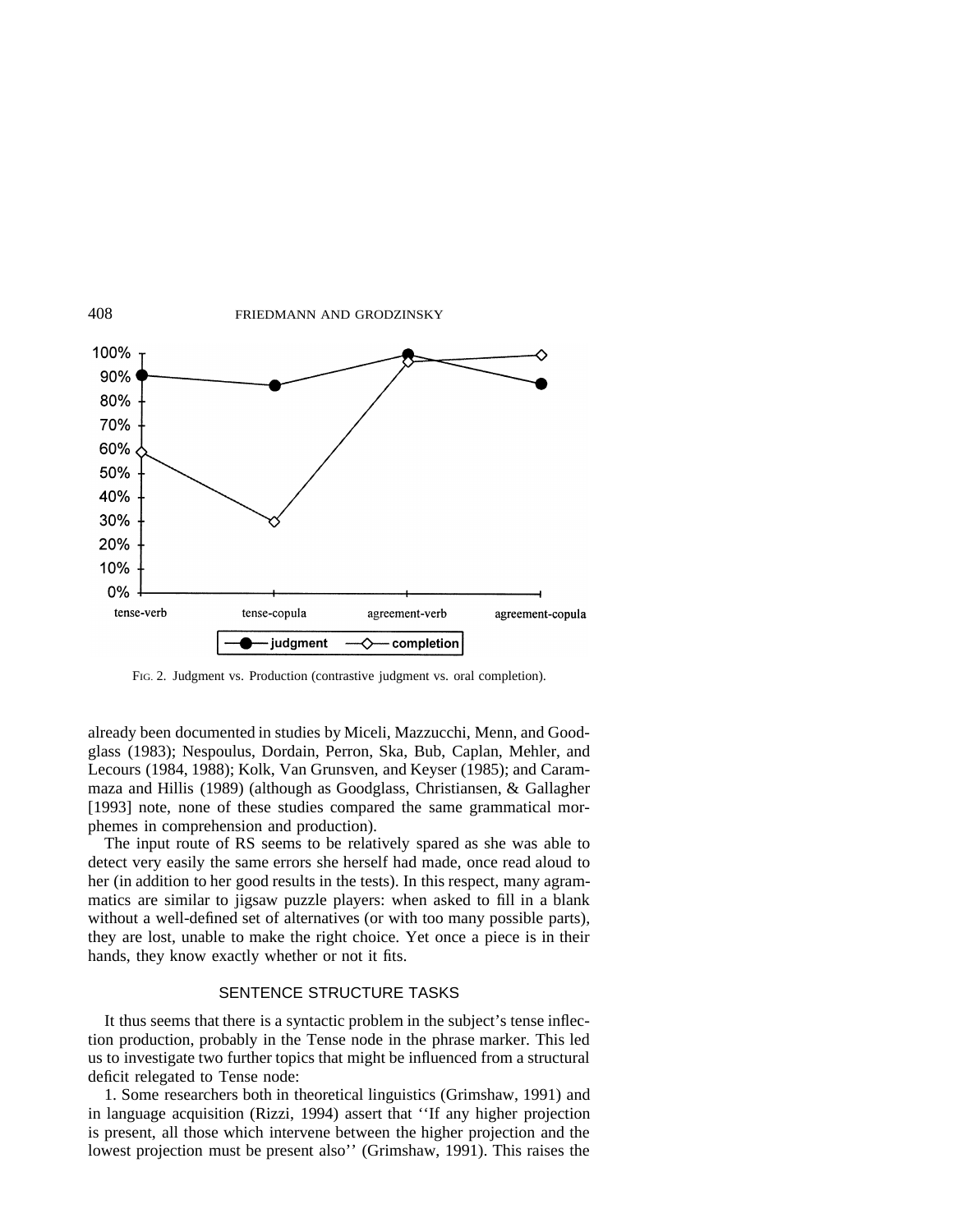FIG. 2. Judgment vs. Production (contrastive judgment vs. oral completion).

already been documented in studies by Miceli, Mazzucchi, Menn, and Goodglass (1983); Nespoulus, Dordain, Perron, Ska, Bub, Caplan, Mehler, and Lecours (1984, 1988); Kolk, Van Grunsven, and Keyser (1985); and Caramazza and Hillis (1989) (although as Goodglass, Christiansen, & Gallagher [1993] note, none of these studies compared the same grammatical morphemes in comprehension and production).

The input route of RS seems to be relatively spared as she was able to detect very easily the same errors she herself had made, once read aloud to her (in addition to her good results in the tests). In this respect, many agrammatics are similar to jigsaw puzzle players: when asked to fill in a blank without a well-defined set of alternatives (or with too many possible parts), they are lost, unable to make the right choice. Yet once a piece is in their hands, they know exactly whether or not it fits.

## SENTENCE STRUCTURE TASKS

It thus seems that there is a syntactic problem in the subject's tense inflection production, probably in the Tense node in the phrase marker. This led us to investigate two further topics that might be influenced from a structural deficit relegated to Tense node:

1. Some researchers both in theoretical linguistics (Grimshaw, 1991) and in language acquisition (Rizzi, 1994) assert that ''If any higher projection is present, all those which intervene between the higher projection and the lowest projection must be present also'' (Grimshaw, 1991). This raises the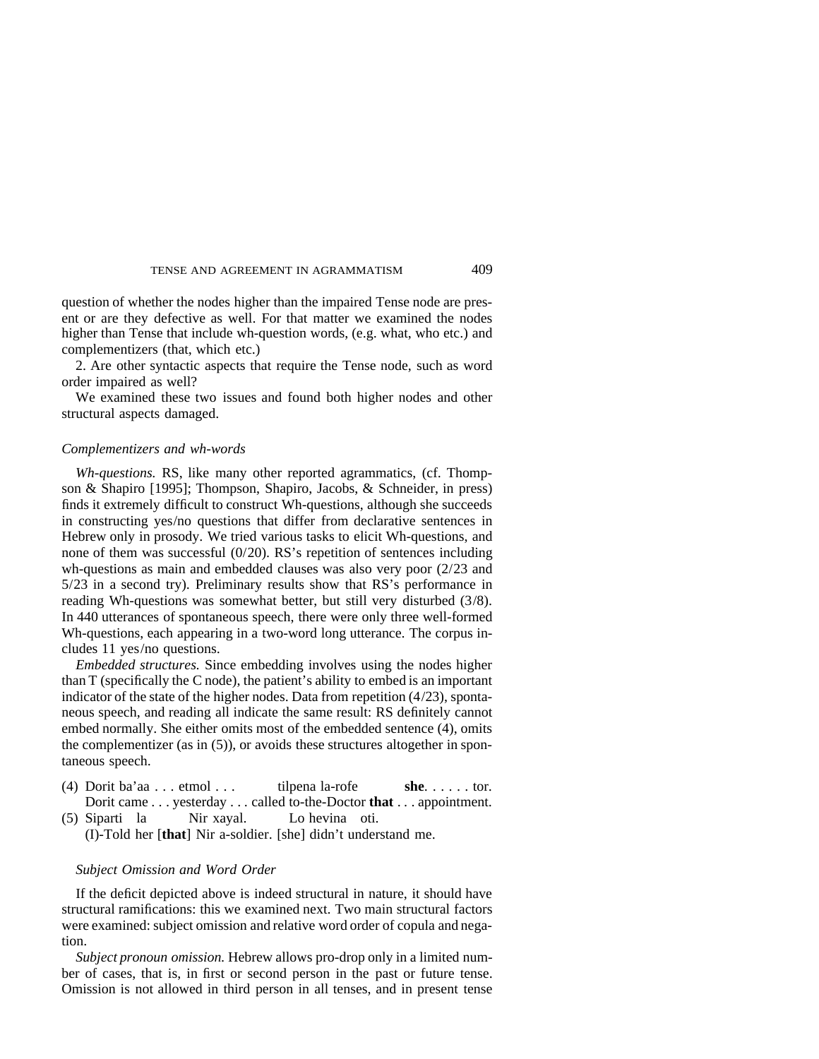question of whether the nodes higher than the impaired Tense node are present or are they defective as well. For that matter we examined the nodes higher than Tense that include wh-question words, (e.g. what, who etc.) and complementizers (that, which etc.)

2. Are other syntactic aspects that require the Tense node, such as word order impaired as well?

We examined these two issues and found both higher nodes and other structural aspects damaged.

### *Complementizers and wh-words*

*Wh-questions.* RS, like many other reported agrammatics, (cf. Thompson & Shapiro [1995]; Thompson, Shapiro, Jacobs, & Schneider, in press) finds it extremely difficult to construct Wh-questions, although she succeeds in constructing yes/no questions that differ from declarative sentences in Hebrew only in prosody. We tried various tasks to elicit Wh-questions, and none of them was successful (0/20). RS's repetition of sentences including wh-questions as main and embedded clauses was also very poor (2/23 and 5/23 in a second try). Preliminary results show that RS's performance in reading Wh-questions was somewhat better, but still very disturbed (3/8). In 440 utterances of spontaneous speech, there were only three well-formed Wh-questions, each appearing in a two-word long utterance. The corpus includes 11 yes/no questions.

*Embedded structures.* Since embedding involves using the nodes higher than T (specifically the C node), the patient's ability to embed is an important indicator of the state of the higher nodes. Data from repetition (4/23), spontaneous speech, and reading all indicate the same result: RS definitely cannot embed normally. She either omits most of the embedded sentence (4), omits the complementizer (as in (5)), or avoids these structures altogether in spontaneous speech.

(4) Dorit ba'aa . . . etmol . . . tilpena la-rofe **she**. . . . . . tor.
Dorit came . . . yesterday . . . called to-the-Doctor **that** . . . appointment.

(5) Siparti la Nir xayal. Lo hevina oti.
(I)-Told her [**that**] Nir a-soldier. [she] didn't understand me.

### *Subject Omission and Word Order*

If the deficit depicted above is indeed structural in nature, it should have structural ramifications: this we examined next. Two main structural factors were examined: subject omission and relative word order of copula and negation.

*Subject pronoun omission.* Hebrew allows pro-drop only in a limited number of cases, that is, in first or second person in the past or future tense. Omission is not allowed in third person in all tenses, and in present tense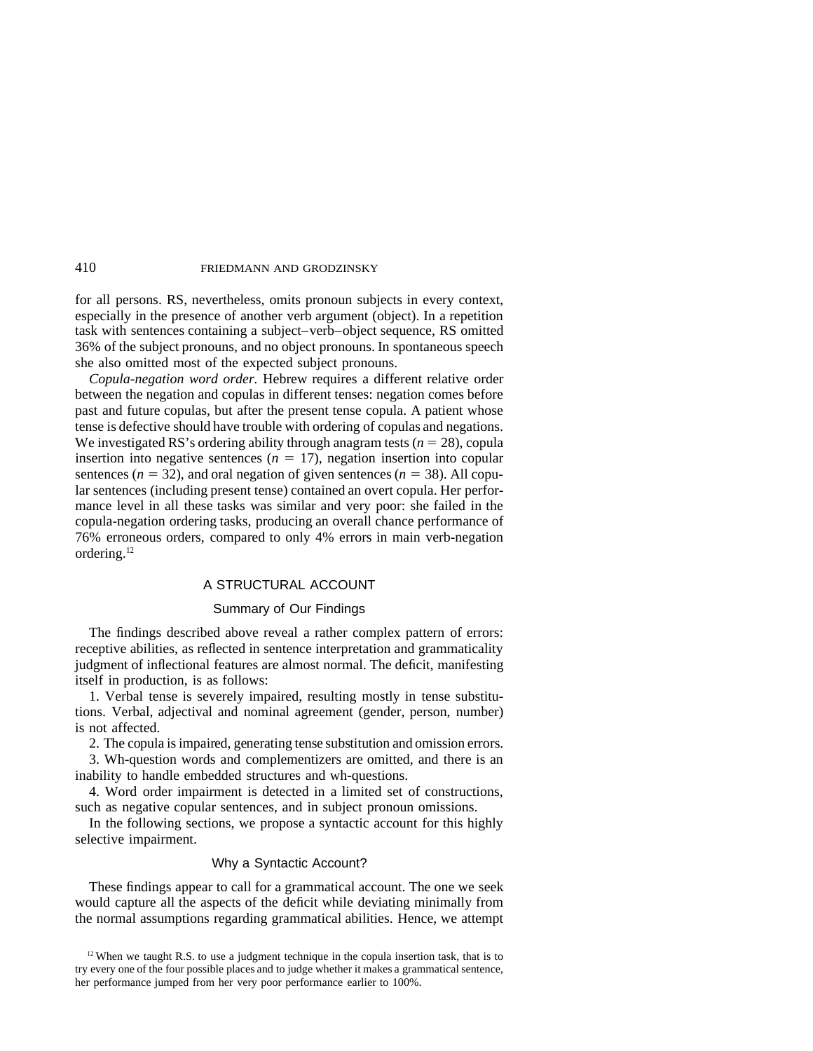for all persons. RS, nevertheless, omits pronoun subjects in every context, especially in the presence of another verb argument (object). In a repetition task with sentences containing a subject–verb–object sequence, RS omitted 36% of the subject pronouns, and no object pronouns. In spontaneous speech she also omitted most of the expected subject pronouns.

*Copula-negation word order.* Hebrew requires a different relative order between the negation and copulas in different tenses: negation comes before past and future copulas, but after the present tense copula. A patient whose tense is defective should have trouble with ordering of copulas and negations. We investigated RS's ordering ability through anagram tests ($n = 28$), copula insertion into negative sentences ($n = 17$), negation insertion into copular sentences ($n = 32$), and oral negation of given sentences ($n = 38$). All copular sentences (including present tense) contained an overt copula. Her performance level in all these tasks was similar and very poor: she failed in the copula-negation ordering tasks, producing an overall chance performance of 76% erroneous orders, compared to only 4% errors in main verb-negation ordering.[12]

## A STRUCTURAL ACCOUNT

### Summary of Our Findings

The findings described above reveal a rather complex pattern of errors: receptive abilities, as reflected in sentence interpretation and grammaticality judgment of inflectional features are almost normal. The deficit, manifesting itself in production, is as follows:

1. Verbal tense is severely impaired, resulting mostly in tense substitutions. Verbal, adjectival and nominal agreement (gender, person, number) is not affected.

2. The copula is impaired, generating tense substitution and omission errors.

3. Wh-question words and complementizers are omitted, and there is an inability to handle embedded structures and wh-questions.

4. Word order impairment is detected in a limited set of constructions, such as negative copular sentences, and in subject pronoun omissions.

In the following sections, we propose a syntactic account for this highly selective impairment.

### Why a Syntactic Account?

These findings appear to call for a grammatical account. The one we seek would capture all the aspects of the deficit while deviating minimally from the normal assumptions regarding grammatical abilities. Hence, we attempt

[12] When we taught R.S. to use a judgment technique in the copula insertion task, that is to try every one of the four possible places and to judge whether it makes a grammatical sentence, her performance jumped from her very poor performance earlier to 100%.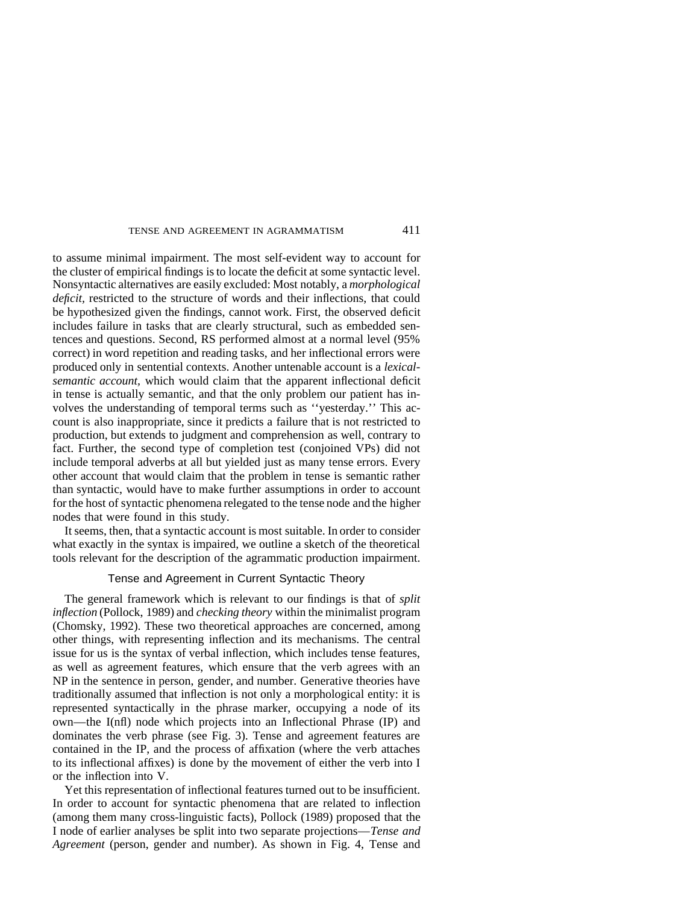to assume minimal impairment. The most self-evident way to account for the cluster of empirical findings is to locate the deficit at some syntactic level. Nonsyntactic alternatives are easily excluded: Most notably, a *morphological deficit*, restricted to the structure of words and their inflections, that could be hypothesized given the findings, cannot work. First, the observed deficit includes failure in tasks that are clearly structural, such as embedded sentences and questions. Second, RS performed almost at a normal level (95% correct) in word repetition and reading tasks, and her inflectional errors were produced only in sentential contexts. Another untenable account is a *lexical-semantic account,* which would claim that the apparent inflectional deficit in tense is actually semantic, and that the only problem our patient has involves the understanding of temporal terms such as ''yesterday.'' This account is also inappropriate, since it predicts a failure that is not restricted to production, but extends to judgment and comprehension as well, contrary to fact. Further, the second type of completion test (conjoined VPs) did not include temporal adverbs at all but yielded just as many tense errors. Every other account that would claim that the problem in tense is semantic rather than syntactic, would have to make further assumptions in order to account for the host of syntactic phenomena relegated to the tense node and the higher nodes that were found in this study.

It seems, then, that a syntactic account is most suitable. In order to consider what exactly in the syntax is impaired, we outline a sketch of the theoretical tools relevant for the description of the agrammatic production impairment.

## Tense and Agreement in Current Syntactic Theory

The general framework which is relevant to our findings is that of *split inflection* (Pollock, 1989) and *checking theory* within the minimalist program (Chomsky, 1992). These two theoretical approaches are concerned, among other things, with representing inflection and its mechanisms. The central issue for us is the syntax of verbal inflection, which includes tense features, as well as agreement features, which ensure that the verb agrees with an NP in the sentence in person, gender, and number. Generative theories have traditionally assumed that inflection is not only a morphological entity: it is represented syntactically in the phrase marker, occupying a node of its own—the I(nfl) node which projects into an Inflectional Phrase (IP) and dominates the verb phrase (see Fig. 3). Tense and agreement features are contained in the IP, and the process of affixation (where the verb attaches to its inflectional affixes) is done by the movement of either the verb into I or the inflection into V.

Yet this representation of inflectional features turned out to be insufficient. In order to account for syntactic phenomena that are related to inflection (among them many cross-linguistic facts), Pollock (1989) proposed that the I node of earlier analyses be split into two separate projections—*Tense and Agreement* (person, gender and number). As shown in Fig. 4, Tense and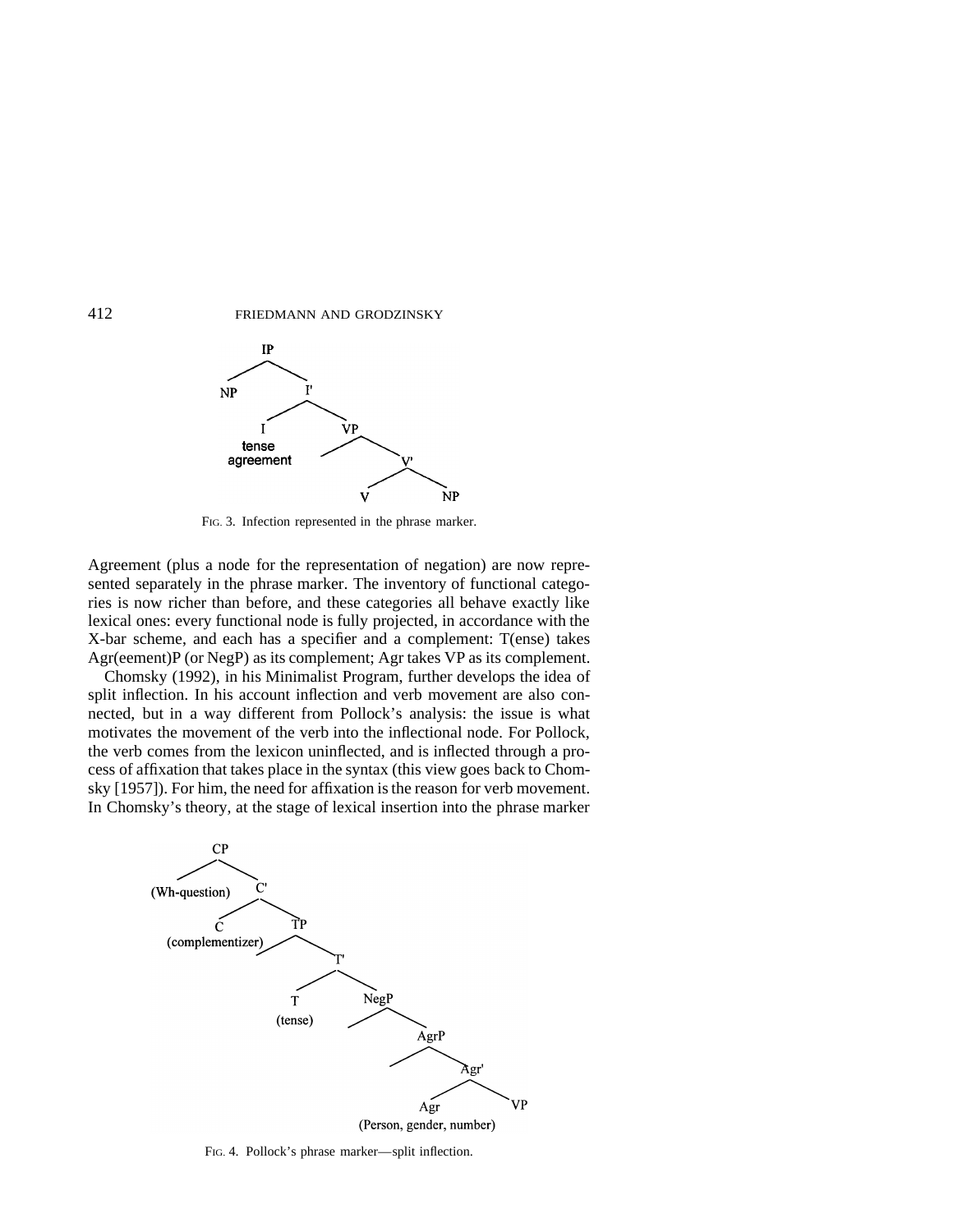FIG. 3. Infection represented in the phrase marker.

Agreement (plus a node for the representation of negation) are now represented separately in the phrase marker. The inventory of functional categories is now richer than before, and these categories all behave exactly like lexical ones: every functional node is fully projected, in accordance with the X-bar scheme, and each has a specifier and a complement: T(ense) takes Agr(eement)P (or NegP) as its complement; Agr takes VP as its complement.

Chomsky (1992), in his Minimalist Program, further develops the idea of split inflection. In his account inflection and verb movement are also connected, but in a way different from Pollock's analysis: the issue is what motivates the movement of the verb into the inflectional node. For Pollock, the verb comes from the lexicon uninflected, and is inflected through a process of affixation that takes place in the syntax (this view goes back to Chomsky [1957]). For him, the need for affixation is the reason for verb movement. In Chomsky's theory, at the stage of lexical insertion into the phrase marker

FIG. 4. Pollock's phrase marker—split inflection.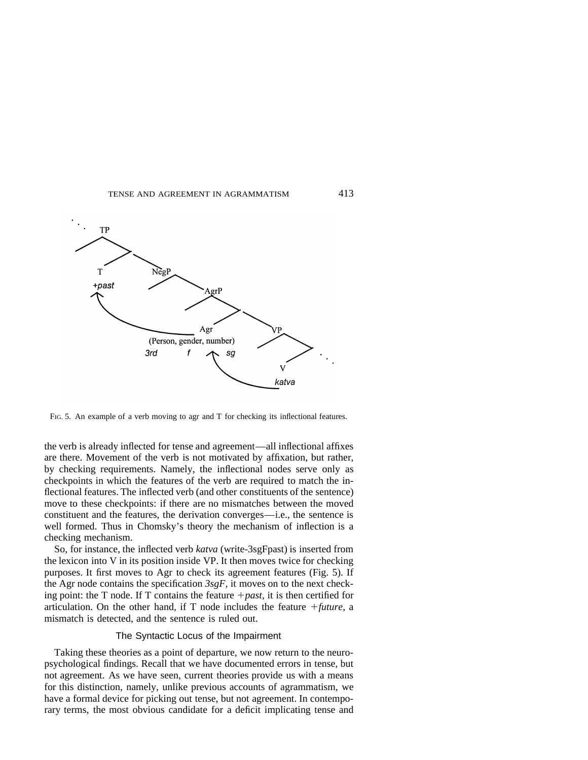FIG. 5. An example of a verb moving to agr and T for checking its inflectional features.

the verb is already inflected for tense and agreement—all inflectional affixes are there. Movement of the verb is not motivated by affixation, but rather, by checking requirements. Namely, the inflectional nodes serve only as checkpoints in which the features of the verb are required to match the inflectional features. The inflected verb (and other constituents of the sentence) move to these checkpoints: if there are no mismatches between the moved constituent and the features, the derivation converges—i.e., the sentence is well formed. Thus in Chomsky's theory the mechanism of inflection is a checking mechanism.

So, for instance, the inflected verb *katva* (write-3sgFpast) is inserted from the lexicon into V in its position inside VP. It then moves twice for checking purposes. It first moves to Agr to check its agreement features (Fig. 5). If the Agr node contains the specification *3sgF,* it moves on to the next checking point: the T node. If T contains the feature +*past,* it is then certified for articulation. On the other hand, if T node includes the feature +*future,* a mismatch is detected, and the sentence is ruled out.

## The Syntactic Locus of the Impairment

Taking these theories as a point of departure, we now return to the neuropsychological findings. Recall that we have documented errors in tense, but not agreement. As we have seen, current theories provide us with a means for this distinction, namely, unlike previous accounts of agrammatism, we have a formal device for picking out tense, but not agreement. In contemporary terms, the most obvious candidate for a deficit implicating tense and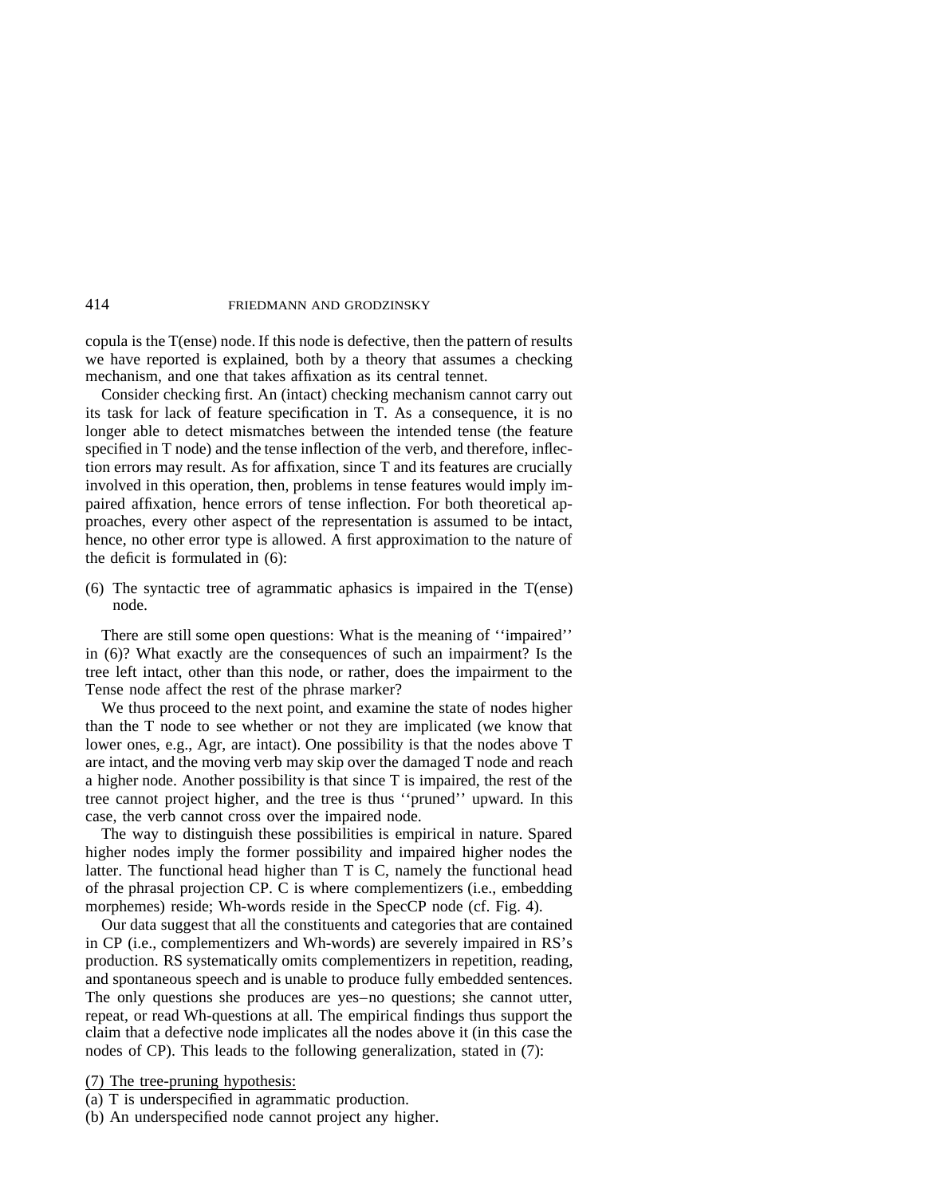copula is the T(ense) node. If this node is defective, then the pattern of results we have reported is explained, both by a theory that assumes a checking mechanism, and one that takes affixation as its central tennet.

Consider checking first. An (intact) checking mechanism cannot carry out its task for lack of feature specification in T. As a consequence, it is no longer able to detect mismatches between the intended tense (the feature specified in T node) and the tense inflection of the verb, and therefore, inflection errors may result. As for affixation, since T and its features are crucially involved in this operation, then, problems in tense features would imply impaired affixation, hence errors of tense inflection. For both theoretical approaches, every other aspect of the representation is assumed to be intact, hence, no other error type is allowed. A first approximation to the nature of the deficit is formulated in (6):

(6) The syntactic tree of agrammatic aphasics is impaired in the T(ense) node.

There are still some open questions: What is the meaning of ''impaired'' in (6)? What exactly are the consequences of such an impairment? Is the tree left intact, other than this node, or rather, does the impairment to the Tense node affect the rest of the phrase marker?

We thus proceed to the next point, and examine the state of nodes higher than the T node to see whether or not they are implicated (we know that lower ones, e.g., Agr, are intact). One possibility is that the nodes above T are intact, and the moving verb may skip over the damaged T node and reach a higher node. Another possibility is that since T is impaired, the rest of the tree cannot project higher, and the tree is thus ''pruned'' upward. In this case, the verb cannot cross over the impaired node.

The way to distinguish these possibilities is empirical in nature. Spared higher nodes imply the former possibility and impaired higher nodes the latter. The functional head higher than T is C, namely the functional head of the phrasal projection CP. C is where complementizers (i.e., embedding morphemes) reside; Wh-words reside in the SpecCP node (cf. Fig. 4).

Our data suggest that all the constituents and categories that are contained in CP (i.e., complementizers and Wh-words) are severely impaired in RS's production. RS systematically omits complementizers in repetition, reading, and spontaneous speech and is unable to produce fully embedded sentences. The only questions she produces are yes–no questions; she cannot utter, repeat, or read Wh-questions at all. The empirical findings thus support the claim that a defective node implicates all the nodes above it (in this case the nodes of CP). This leads to the following generalization, stated in (7):

(7) The tree-pruning hypothesis:
(a) T is underspecified in agrammatic production.
(b) An underspecified node cannot project any higher.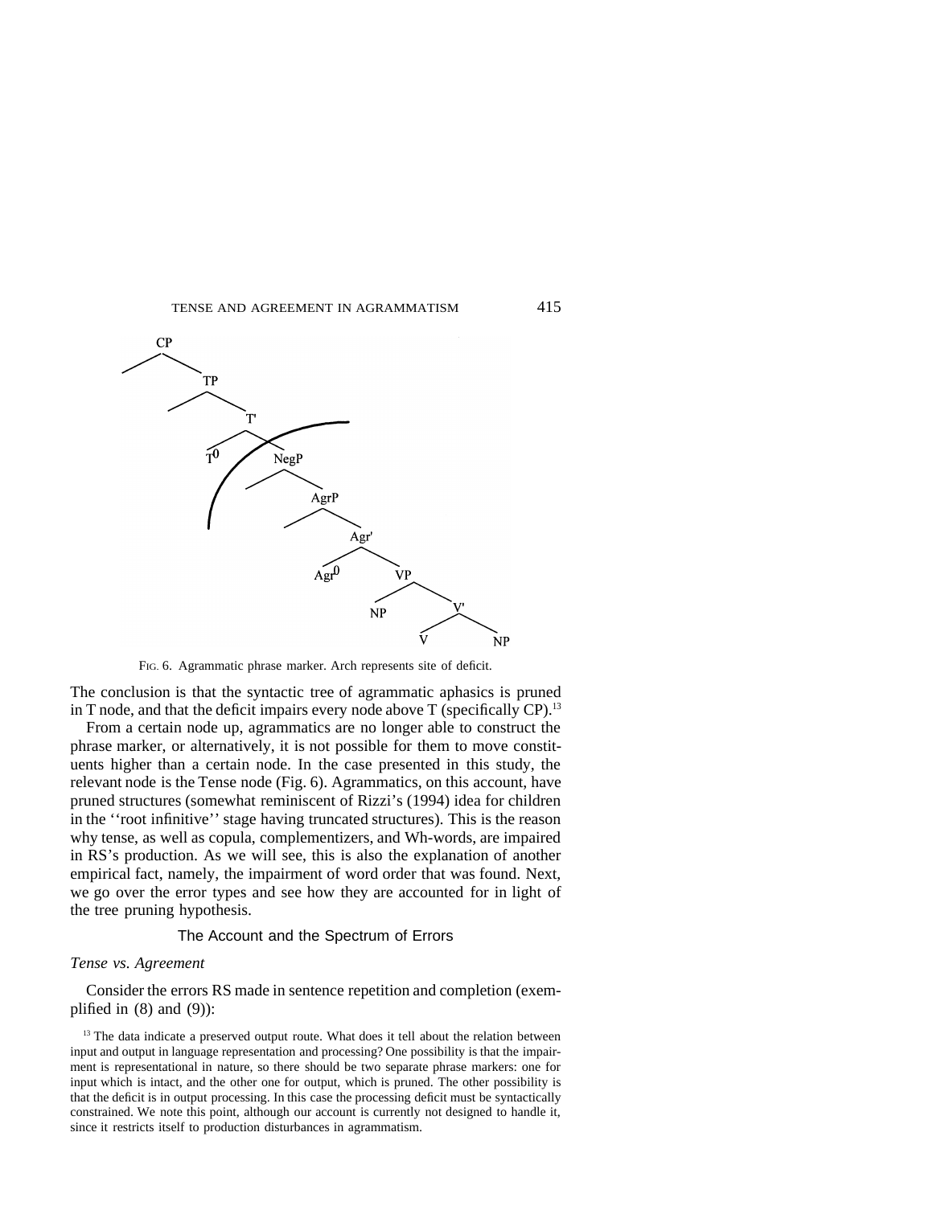FIG. 6. Agrammatic phrase marker. Arch represents site of deficit.

The conclusion is that the syntactic tree of agrammatic aphasics is pruned in T node, and that the deficit impairs every node above T (specifically CP).[13]

From a certain node up, agrammatics are no longer able to construct the phrase marker, or alternatively, it is not possible for them to move constituents higher than a certain node. In the case presented in this study, the relevant node is the Tense node (Fig. 6). Agrammatics, on this account, have pruned structures (somewhat reminiscent of Rizzi's (1994) idea for children in the ''root infinitive'' stage having truncated structures). This is the reason why tense, as well as copula, complementizers, and Wh-words, are impaired in RS's production. As we will see, this is also the explanation of another empirical fact, namely, the impairment of word order that was found. Next, we go over the error types and see how they are accounted for in light of the tree pruning hypothesis.

## The Account and the Spectrum of Errors

### *Tense vs. Agreement*

Consider the errors RS made in sentence repetition and completion (exemplified in (8) and (9)):

[13] The data indicate a preserved output route. What does it tell about the relation between input and output in language representation and processing? One possibility is that the impairment is representational in nature, so there should be two separate phrase markers: one for input which is intact, and the other one for output, which is pruned. The other possibility is that the deficit is in output processing. In this case the processing deficit must be syntactically constrained. We note this point, although our account is currently not designed to handle it, since it restricts itself to production disturbances in agrammatism.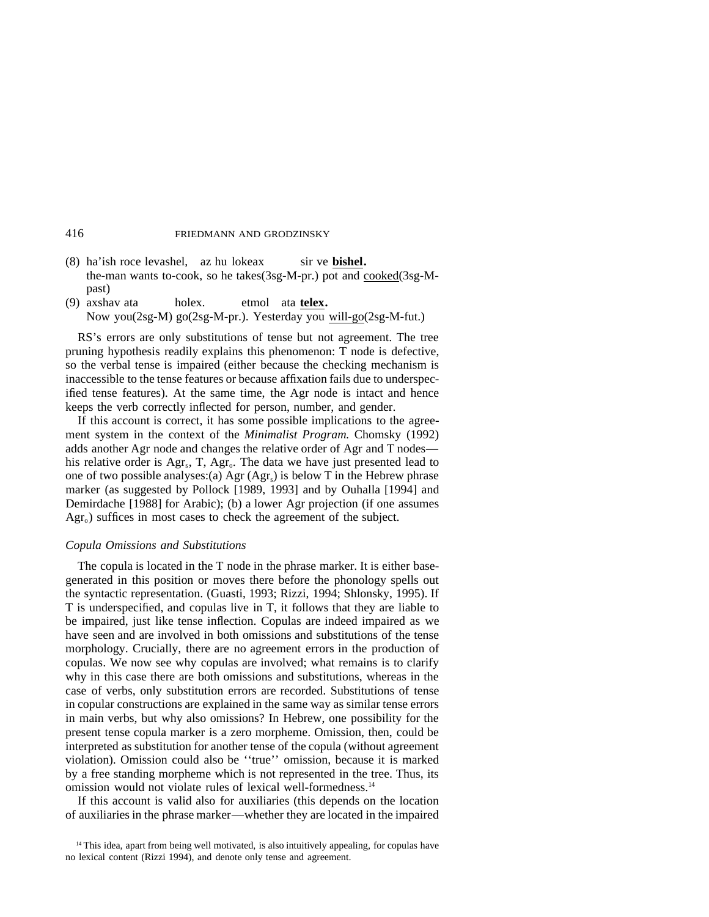(8) ha'ish roce levashel, az hu lokeax sir ve **bishel**.
the-man wants to-cook, so he takes(3sg-M-pr.) pot and <u>cooked</u>(3sg-M-past)

(9) axshav ata holex. etmol ata **telex**.
Now you(2sg-M) go(2sg-M-pr.). Yesterday you <u>will-go</u>(2sg-M-fut.)

RS's errors are only substitutions of tense but not agreement. The tree pruning hypothesis readily explains this phenomenon: T node is defective, so the verbal tense is impaired (either because the checking mechanism is inaccessible to the tense features or because affixation fails due to underspecified tense features). At the same time, the Agr node is intact and hence keeps the verb correctly inflected for person, number, and gender.

If this account is correct, it has some possible implications to the agreement system in the context of the *Minimalist Program.* Chomsky (1992) adds another Agr node and changes the relative order of Agr and T nodes—his relative order is $Agr_s$, T, $Agr_o$. The data we have just presented lead to one of two possible analyses:(a) Agr ($Agr_s$) is below T in the Hebrew phrase marker (as suggested by Pollock [1989, 1993] and by Ouhalla [1994] and Demirdache [1988] for Arabic); (b) a lower Agr projection (if one assumes $Agr_o$) suffices in most cases to check the agreement of the subject.

*Copula Omissions and Substitutions*

The copula is located in the T node in the phrase marker. It is either base-generated in this position or moves there before the phonology spells out the syntactic representation. (Guasti, 1993; Rizzi, 1994; Shlonsky, 1995). If T is underspecified, and copulas live in T, it follows that they are liable to be impaired, just like tense inflection. Copulas are indeed impaired as we have seen and are involved in both omissions and substitutions of the tense morphology. Crucially, there are no agreement errors in the production of copulas. We now see why copulas are involved; what remains is to clarify why in this case there are both omissions and substitutions, whereas in the case of verbs, only substitution errors are recorded. Substitutions of tense in copular constructions are explained in the same way as similar tense errors in main verbs, but why also omissions? In Hebrew, one possibility for the present tense copula marker is a zero morpheme. Omission, then, could be interpreted as substitution for another tense of the copula (without agreement violation). Omission could also be ''true'' omission, because it is marked by a free standing morpheme which is not represented in the tree. Thus, its omission would not violate rules of lexical well-formedness.[14]

If this account is valid also for auxiliaries (this depends on the location of auxiliaries in the phrase marker—whether they are located in the impaired

[14] This idea, apart from being well motivated, is also intuitively appealing, for copulas have no lexical content (Rizzi 1994), and denote only tense and agreement.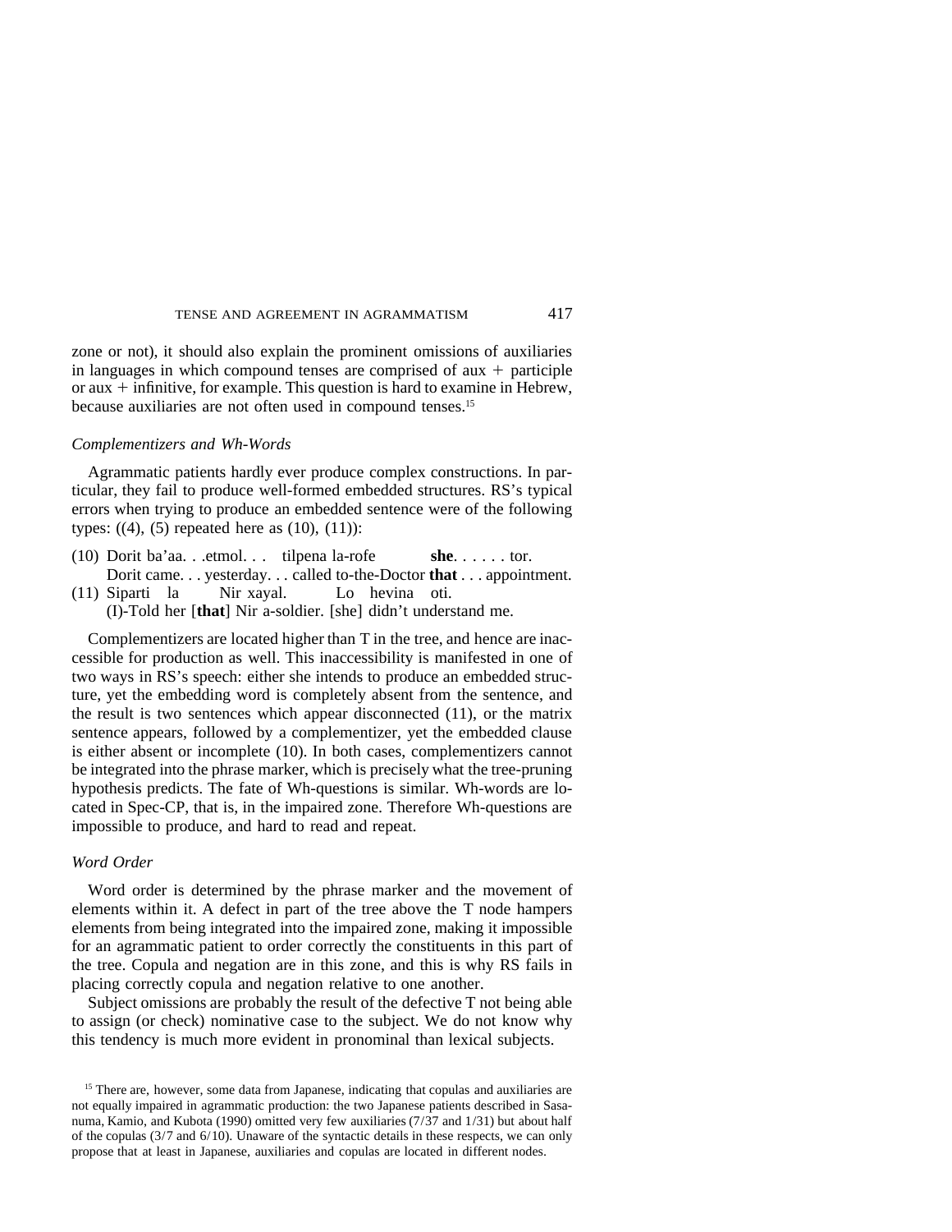zone or not), it should also explain the prominent omissions of auxiliaries in languages in which compound tenses are comprised of aux + participle or aux + infinitive, for example. This question is hard to examine in Hebrew, because auxiliaries are not often used in compound tenses.[15]

### *Complementizers and Wh-Words*

Agrammatic patients hardly ever produce complex constructions. In particular, they fail to produce well-formed embedded structures. RS's typical errors when trying to produce an embedded sentence were of the following types: ((4), (5) repeated here as (10), (11)):

(10) Dorit ba'aa. . .etmol. . . tilpena la-rofe **she**. . . . . . tor.
Dorit came. . . yesterday. . . called to-the-Doctor **that** . . . appointment.

(11) Siparti la Nir xayal. Lo hevina oti.
(I)-Told her [**that**] Nir a-soldier. [she] didn't understand me.

Complementizers are located higher than T in the tree, and hence are inaccessible for production as well. This inaccessibility is manifested in one of two ways in RS's speech: either she intends to produce an embedded structure, yet the embedding word is completely absent from the sentence, and the result is two sentences which appear disconnected (11), or the matrix sentence appears, followed by a complementizer, yet the embedded clause is either absent or incomplete (10). In both cases, complementizers cannot be integrated into the phrase marker, which is precisely what the tree-pruning hypothesis predicts. The fate of Wh-questions is similar. Wh-words are located in Spec-CP, that is, in the impaired zone. Therefore Wh-questions are impossible to produce, and hard to read and repeat.

### *Word Order*

Word order is determined by the phrase marker and the movement of elements within it. A defect in part of the tree above the T node hampers elements from being integrated into the impaired zone, making it impossible for an agrammatic patient to order correctly the constituents in this part of the tree. Copula and negation are in this zone, and this is why RS fails in placing correctly copula and negation relative to one another.

Subject omissions are probably the result of the defective T not being able to assign (or check) nominative case to the subject. We do not know why this tendency is much more evident in pronominal than lexical subjects.

[15] There are, however, some data from Japanese, indicating that copulas and auxiliaries are not equally impaired in agrammatic production: the two Japanese patients described in Sasanuma, Kamio, and Kubota (1990) omitted very few auxiliaries (7/37 and 1/31) but about half of the copulas (3/7 and 6/10). Unaware of the syntactic details in these respects, we can only propose that at least in Japanese, auxiliaries and copulas are located in different nodes.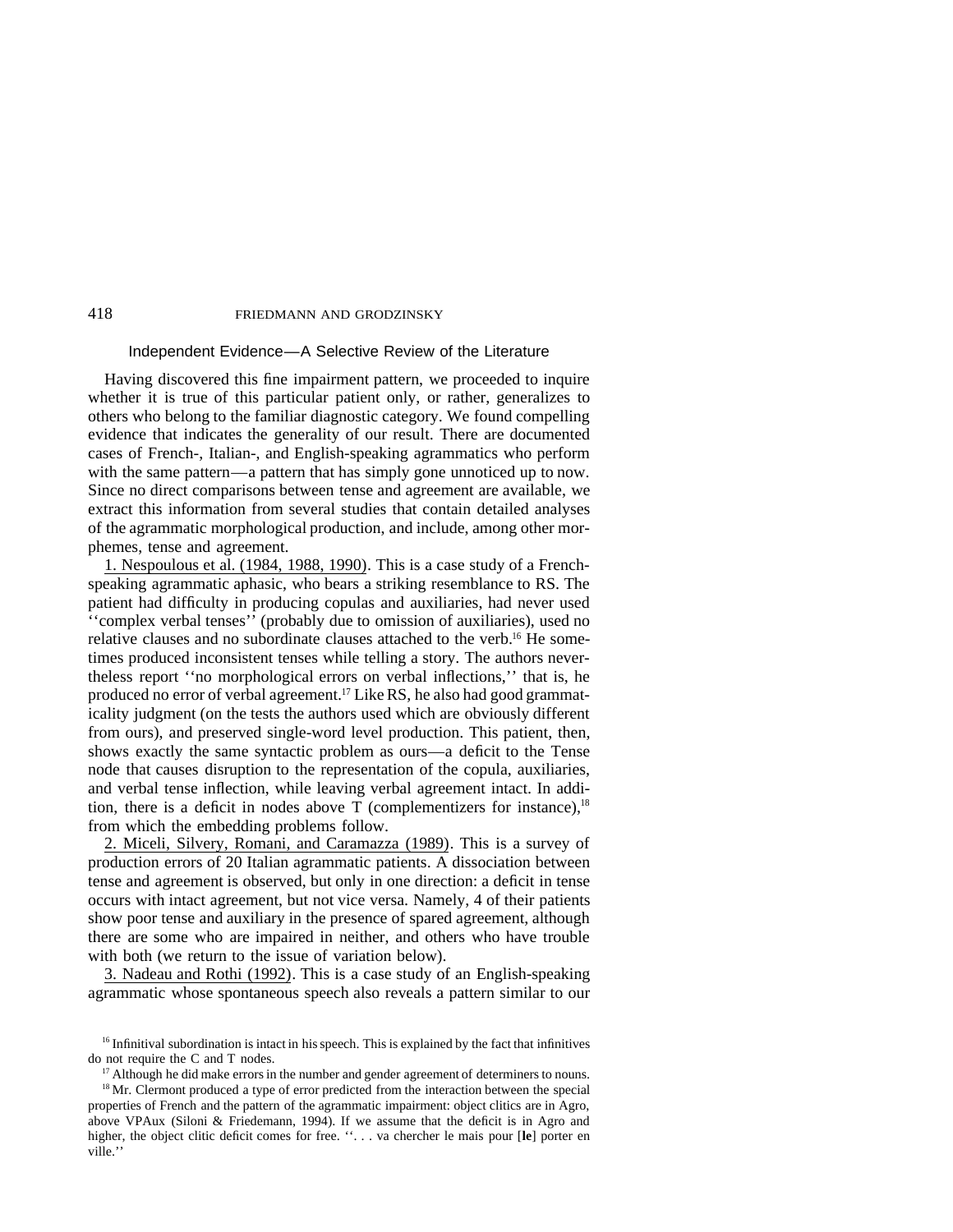### Independent Evidence—A Selective Review of the Literature

Having discovered this fine impairment pattern, we proceeded to inquire whether it is true of this particular patient only, or rather, generalizes to others who belong to the familiar diagnostic category. We found compelling evidence that indicates the generality of our result. There are documented cases of French-, Italian-, and English-speaking agrammatics who perform with the same pattern—a pattern that has simply gone unnoticed up to now. Since no direct comparisons between tense and agreement are available, we extract this information from several studies that contain detailed analyses of the agrammatic morphological production, and include, among other morphemes, tense and agreement.

1. Nespoulous et al. (1984, 1988, 1990). This is a case study of a French-speaking agrammatic aphasic, who bears a striking resemblance to RS. The patient had difficulty in producing copulas and auxiliaries, had never used ''complex verbal tenses'' (probably due to omission of auxiliaries), used no relative clauses and no subordinate clauses attached to the verb.[16] He sometimes produced inconsistent tenses while telling a story. The authors nevertheless report ''no morphological errors on verbal inflections,'' that is, he produced no error of verbal agreement.[17] Like RS, he also had good grammaticality judgment (on the tests the authors used which are obviously different from ours), and preserved single-word level production. This patient, then, shows exactly the same syntactic problem as ours—a deficit to the Tense node that causes disruption to the representation of the copula, auxiliaries, and verbal tense inflection, while leaving verbal agreement intact. In addition, there is a deficit in nodes above T (complementizers for instance),[18] from which the embedding problems follow.

2. Miceli, Silvery, Romani, and Caramazza (1989). This is a survey of production errors of 20 Italian agrammatic patients. A dissociation between tense and agreement is observed, but only in one direction: a deficit in tense occurs with intact agreement, but not vice versa. Namely, 4 of their patients show poor tense and auxiliary in the presence of spared agreement, although there are some who are impaired in neither, and others who have trouble with both (we return to the issue of variation below).

3. Nadeau and Rothi (1992). This is a case study of an English-speaking agrammatic whose spontaneous speech also reveals a pattern similar to our

[16] Infinitival subordination is intact in his speech. This is explained by the fact that infinitives do not require the C and T nodes.

[17] Although he did make errors in the number and gender agreement of determiners to nouns.

[18] Mr. Clermont produced a type of error predicted from the interaction between the special properties of French and the pattern of the agrammatic impairment: object clitics are in Agro, above VPAux (Siloni & Friedemann, 1994). If we assume that the deficit is in Agro and higher, the object clitic deficit comes for free. ''. . . va chercher le mais pour [**le**] porter en ville.''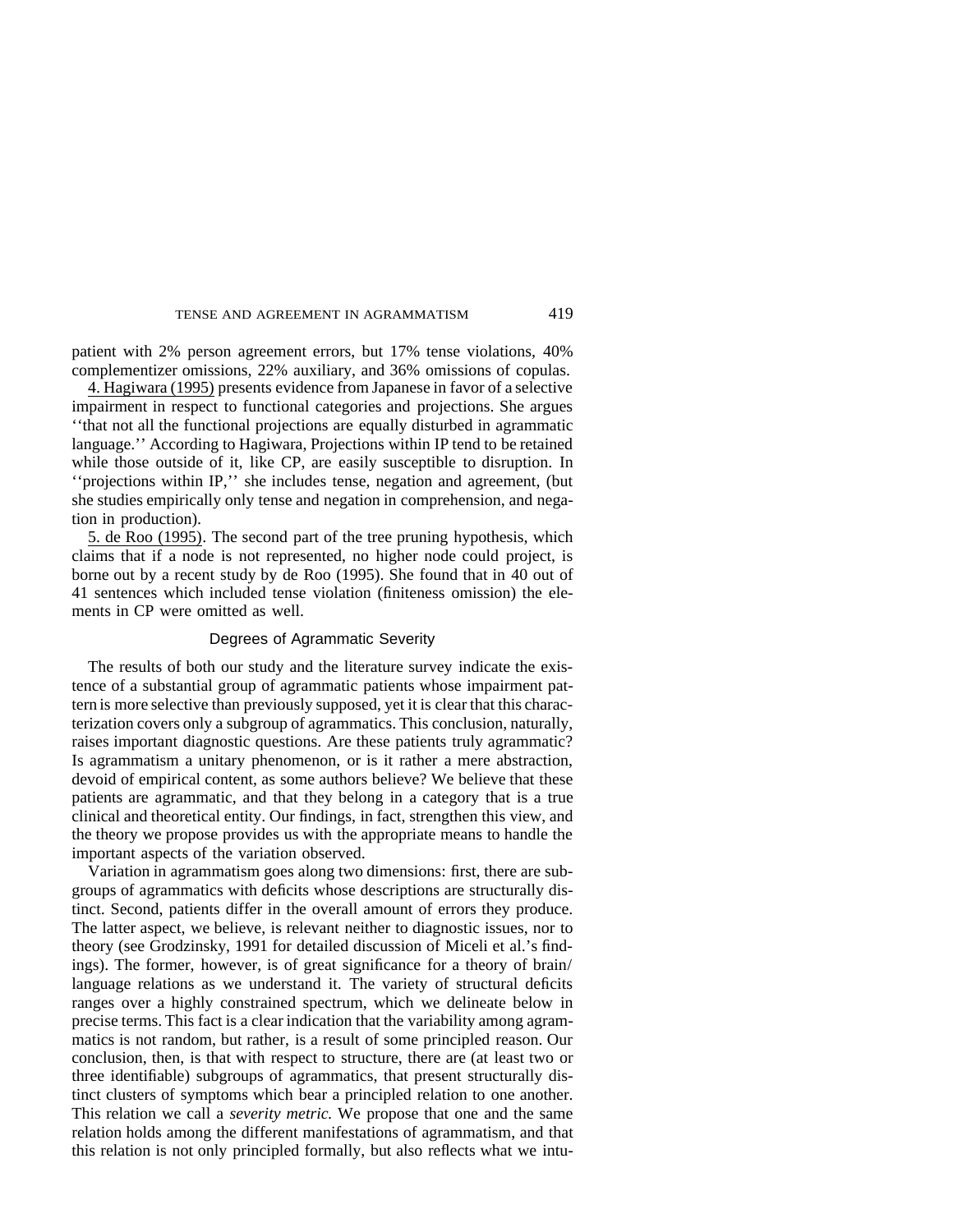patient with 2% person agreement errors, but 17% tense violations, 40% complementizer omissions, 22% auxiliary, and 36% omissions of copulas.

4. Hagiwara (1995) presents evidence from Japanese in favor of a selective impairment in respect to functional categories and projections. She argues ''that not all the functional projections are equally disturbed in agrammatic language.'' According to Hagiwara, Projections within IP tend to be retained while those outside of it, like CP, are easily susceptible to disruption. In ''projections within IP,'' she includes tense, negation and agreement, (but she studies empirically only tense and negation in comprehension, and negation in production).

5. de Roo (1995). The second part of the tree pruning hypothesis, which claims that if a node is not represented, no higher node could project, is borne out by a recent study by de Roo (1995). She found that in 40 out of 41 sentences which included tense violation (finiteness omission) the elements in CP were omitted as well.

## Degrees of Agrammatic Severity

The results of both our study and the literature survey indicate the existence of a substantial group of agrammatic patients whose impairment pattern is more selective than previously supposed, yet it is clear that this characterization covers only a subgroup of agrammatics. This conclusion, naturally, raises important diagnostic questions. Are these patients truly agrammatic? Is agrammatism a unitary phenomenon, or is it rather a mere abstraction, devoid of empirical content, as some authors believe? We believe that these patients are agrammatic, and that they belong in a category that is a true clinical and theoretical entity. Our findings, in fact, strengthen this view, and the theory we propose provides us with the appropriate means to handle the important aspects of the variation observed.

Variation in agrammatism goes along two dimensions: first, there are subgroups of agrammatics with deficits whose descriptions are structurally distinct. Second, patients differ in the overall amount of errors they produce. The latter aspect, we believe, is relevant neither to diagnostic issues, nor to theory (see Grodzinsky, 1991 for detailed discussion of Miceli et al.'s findings). The former, however, is of great significance for a theory of brain/language relations as we understand it. The variety of structural deficits ranges over a highly constrained spectrum, which we delineate below in precise terms. This fact is a clear indication that the variability among agrammatics is not random, but rather, is a result of some principled reason. Our conclusion, then, is that with respect to structure, there are (at least two or three identifiable) subgroups of agrammatics, that present structurally distinct clusters of symptoms which bear a principled relation to one another. This relation we call a *severity metric.* We propose that one and the same relation holds among the different manifestations of agrammatism, and that this relation is not only principled formally, but also reflects what we intu-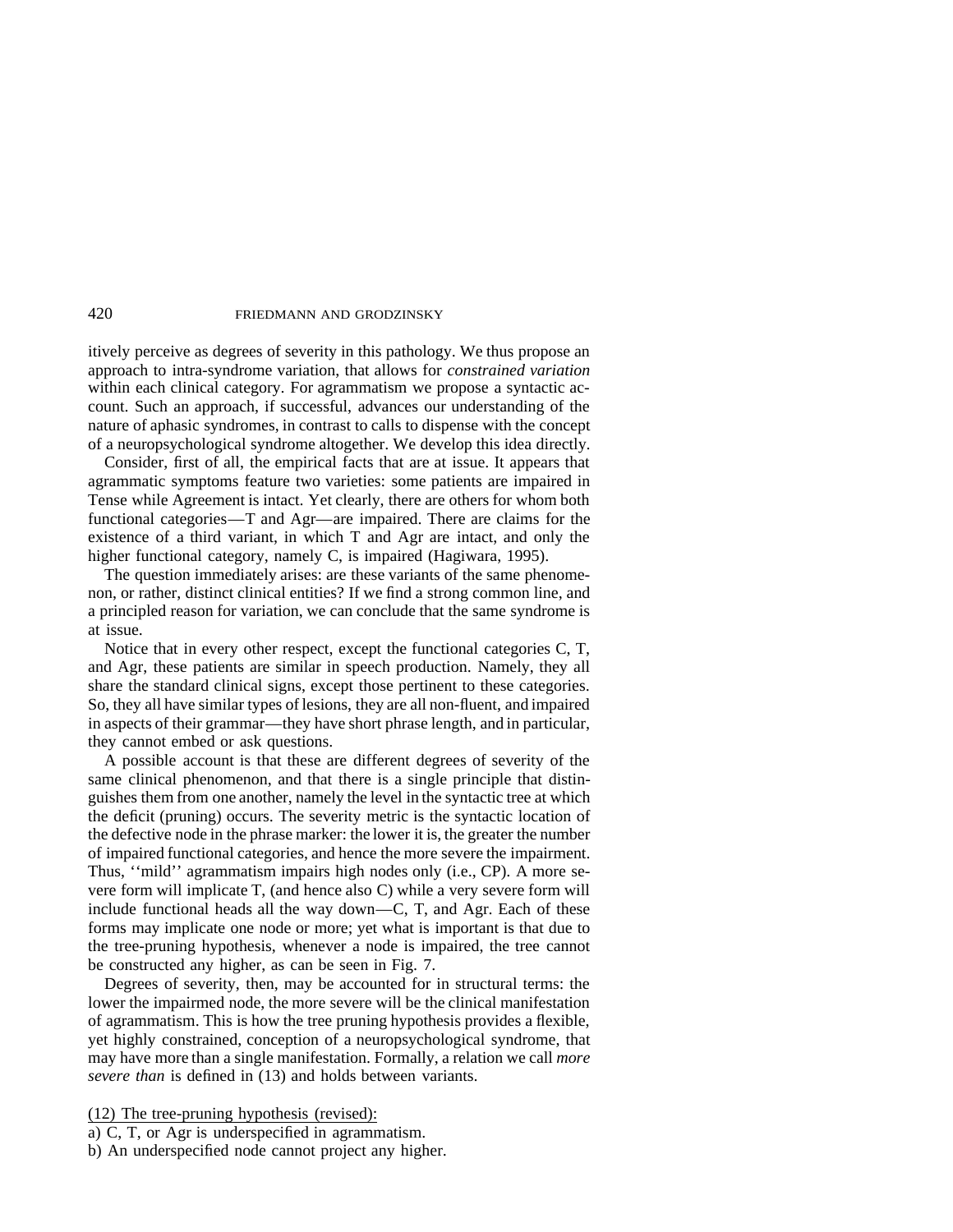itively perceive as degrees of severity in this pathology. We thus propose an approach to intra-syndrome variation, that allows for *constrained variation* within each clinical category. For agrammatism we propose a syntactic account. Such an approach, if successful, advances our understanding of the nature of aphasic syndromes, in contrast to calls to dispense with the concept of a neuropsychological syndrome altogether. We develop this idea directly.

Consider, first of all, the empirical facts that are at issue. It appears that agrammatic symptoms feature two varieties: some patients are impaired in Tense while Agreement is intact. Yet clearly, there are others for whom both functional categories—T and Agr—are impaired. There are claims for the existence of a third variant, in which T and Agr are intact, and only the higher functional category, namely C, is impaired (Hagiwara, 1995).

The question immediately arises: are these variants of the same phenomenon, or rather, distinct clinical entities? If we find a strong common line, and a principled reason for variation, we can conclude that the same syndrome is at issue.

Notice that in every other respect, except the functional categories C, T, and Agr, these patients are similar in speech production. Namely, they all share the standard clinical signs, except those pertinent to these categories. So, they all have similar types of lesions, they are all non-fluent, and impaired in aspects of their grammar—they have short phrase length, and in particular, they cannot embed or ask questions.

A possible account is that these are different degrees of severity of the same clinical phenomenon, and that there is a single principle that distinguishes them from one another, namely the level in the syntactic tree at which the deficit (pruning) occurs. The severity metric is the syntactic location of the defective node in the phrase marker: the lower it is, the greater the number of impaired functional categories, and hence the more severe the impairment. Thus, ''mild'' agrammatism impairs high nodes only (i.e., CP). A more severe form will implicate T, (and hence also C) while a very severe form will include functional heads all the way down—C, T, and Agr. Each of these forms may implicate one node or more; yet what is important is that due to the tree-pruning hypothesis, whenever a node is impaired, the tree cannot be constructed any higher, as can be seen in Fig. 7.

Degrees of severity, then, may be accounted for in structural terms: the lower the impairmed node, the more severe will be the clinical manifestation of agrammatism. This is how the tree pruning hypothesis provides a flexible, yet highly constrained, conception of a neuropsychological syndrome, that may have more than a single manifestation. Formally, a relation we call *more severe than* is defined in (13) and holds between variants.

<u>(12) The tree-pruning hypothesis (revised):</u>

a) C, T, or Agr is underspecified in agrammatism.

b) An underspecified node cannot project any higher.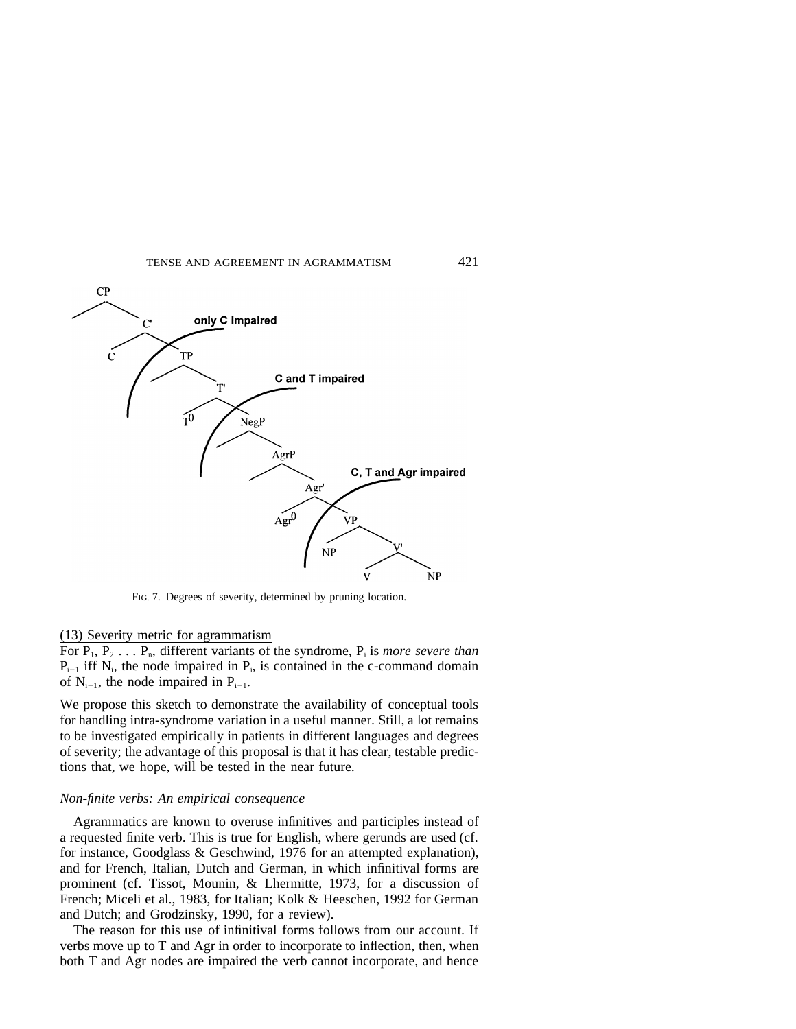FIG. 7. Degrees of severity, determined by pruning location.

(13) Severity metric for agrammatism

For $P_1, P_2 \ldots P_n$, different variants of the syndrome, $P_i$ is *more severe than* $P_{i-1}$ iff $N_i$, the node impaired in $P_i$, is contained in the c-command domain of $N_{i-1}$, the node impaired in $P_{i-1}$.

We propose this sketch to demonstrate the availability of conceptual tools for handling intra-syndrome variation in a useful manner. Still, a lot remains to be investigated empirically in patients in different languages and degrees of severity; the advantage of this proposal is that it has clear, testable predictions that, we hope, will be tested in the near future.

### *Non-finite verbs: An empirical consequence*

Agrammatics are known to overuse infinitives and participles instead of a requested finite verb. This is true for English, where gerunds are used (cf. for instance, Goodglass & Geschwind, 1976 for an attempted explanation), and for French, Italian, Dutch and German, in which infinitival forms are prominent (cf. Tissot, Mounin, & Lhermitte, 1973, for a discussion of French; Miceli et al., 1983, for Italian; Kolk & Heeschen, 1992 for German and Dutch; and Grodzinsky, 1990, for a review).

The reason for this use of infinitival forms follows from our account. If verbs move up to T and Agr in order to incorporate to inflection, then, when both T and Agr nodes are impaired the verb cannot incorporate, and hence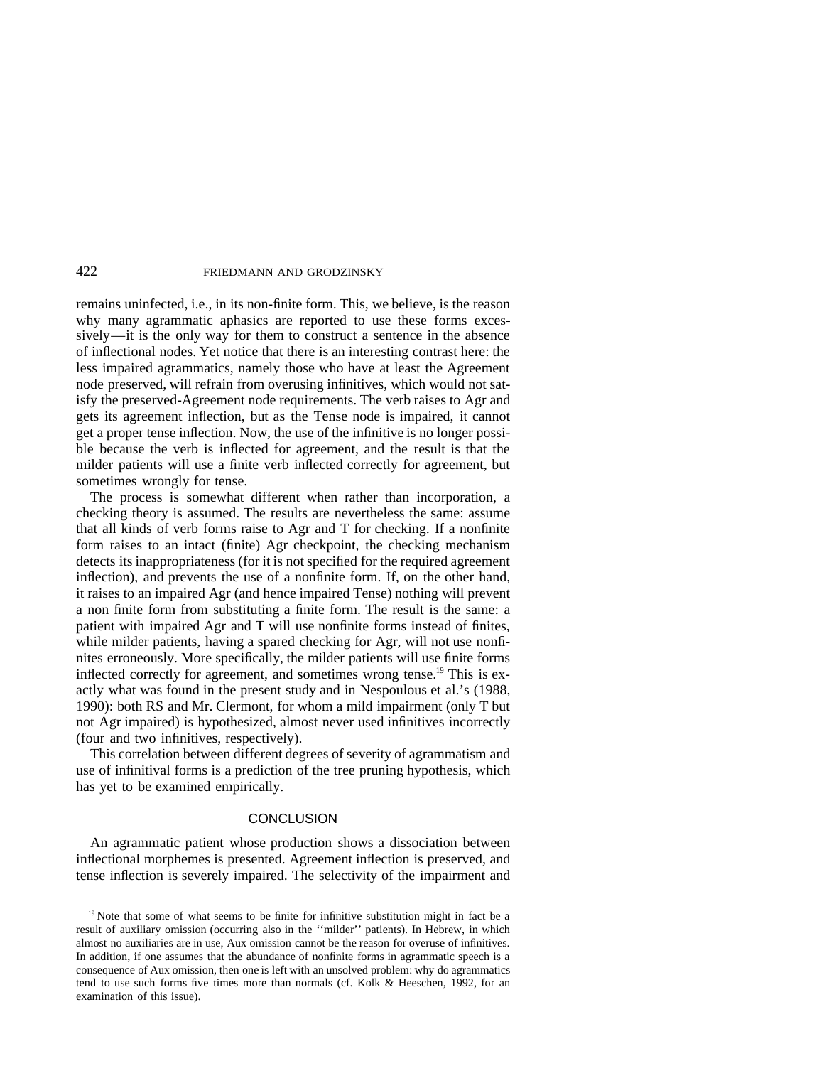remains uninfected, i.e., in its non-finite form. This, we believe, is the reason why many agrammatic aphasics are reported to use these forms excessively—it is the only way for them to construct a sentence in the absence of inflectional nodes. Yet notice that there is an interesting contrast here: the less impaired agrammatics, namely those who have at least the Agreement node preserved, will refrain from overusing infinitives, which would not satisfy the preserved-Agreement node requirements. The verb raises to Agr and gets its agreement inflection, but as the Tense node is impaired, it cannot get a proper tense inflection. Now, the use of the infinitive is no longer possible because the verb is inflected for agreement, and the result is that the milder patients will use a finite verb inflected correctly for agreement, but sometimes wrongly for tense.

The process is somewhat different when rather than incorporation, a checking theory is assumed. The results are nevertheless the same: assume that all kinds of verb forms raise to Agr and T for checking. If a nonfinite form raises to an intact (finite) Agr checkpoint, the checking mechanism detects its inappropriateness (for it is not specified for the required agreement inflection), and prevents the use of a nonfinite form. If, on the other hand, it raises to an impaired Agr (and hence impaired Tense) nothing will prevent a non finite form from substituting a finite form. The result is the same: a patient with impaired Agr and T will use nonfinite forms instead of finites, while milder patients, having a spared checking for Agr, will not use nonfinites erroneously. More specifically, the milder patients will use finite forms inflected correctly for agreement, and sometimes wrong tense.[19] This is exactly what was found in the present study and in Nespoulous et al.'s (1988, 1990): both RS and Mr. Clermont, for whom a mild impairment (only T but not Agr impaired) is hypothesized, almost never used infinitives incorrectly (four and two infinitives, respectively).

This correlation between different degrees of severity of agrammatism and use of infinitival forms is a prediction of the tree pruning hypothesis, which has yet to be examined empirically.

## CONCLUSION

An agrammatic patient whose production shows a dissociation between inflectional morphemes is presented. Agreement inflection is preserved, and tense inflection is severely impaired. The selectivity of the impairment and

[19] Note that some of what seems to be finite for infinitive substitution might in fact be a result of auxiliary omission (occurring also in the ''milder'' patients). In Hebrew, in which almost no auxiliaries are in use, Aux omission cannot be the reason for overuse of infinitives. In addition, if one assumes that the abundance of nonfinite forms in agrammatic speech is a consequence of Aux omission, then one is left with an unsolved problem: why do agrammatics tend to use such forms five times more than normals (cf. Kolk & Heeschen, 1992, for an examination of this issue).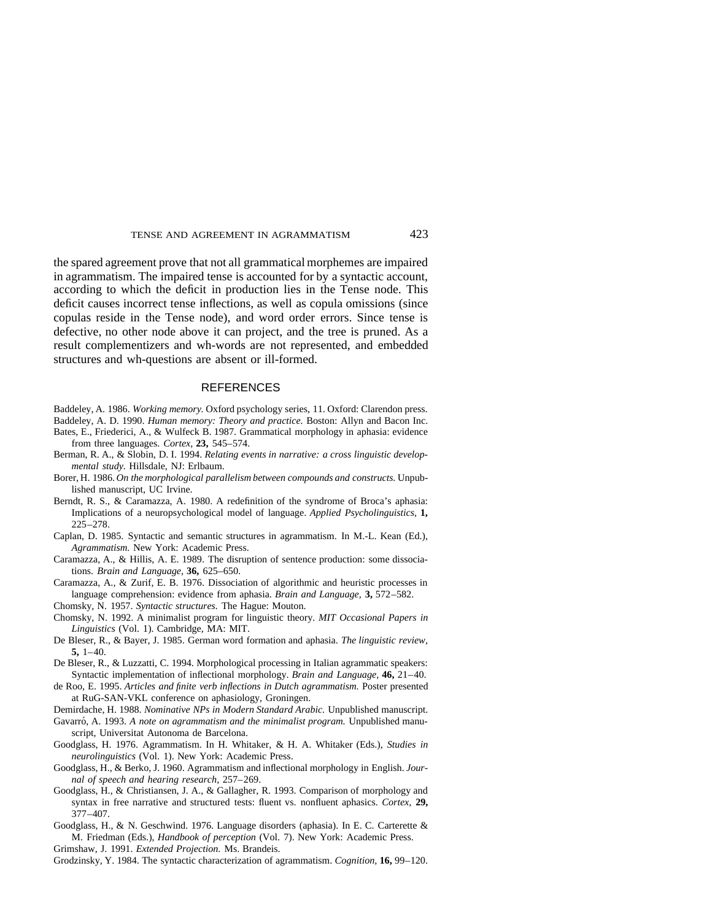the spared agreement prove that not all grammatical morphemes are impaired in agrammatism. The impaired tense is accounted for by a syntactic account, according to which the deficit in production lies in the Tense node. This deficit causes incorrect tense inflections, as well as copula omissions (since copulas reside in the Tense node), and word order errors. Since tense is defective, no other node above it can project, and the tree is pruned. As a result complementizers and wh-words are not represented, and embedded structures and wh-questions are absent or ill-formed.

## REFERENCES

Baddeley, A. 1986. *Working memory.* Oxford psychology series, 11. Oxford: Clarendon press.

Baddeley, A. D. 1990. *Human memory: Theory and practice.* Boston: Allyn and Bacon Inc.

Bates, E., Friederici, A., & Wulfeck B. 1987. Grammatical morphology in aphasia: evidence from three languages. *Cortex,* **23,** 545–574.

Berman, R. A., & Slobin, D. I. 1994. *Relating events in narrative: a cross linguistic developmental study.* Hillsdale, NJ: Erlbaum.

Borer, H. 1986. *On the morphological parallelism between compounds and constructs.* Unpublished manuscript, UC Irvine.

Berndt, R. S., & Caramazza, A. 1980. A redefinition of the syndrome of Broca's aphasia: Implications of a neuropsychological model of language. *Applied Psycholinguistics,* **1,** 225–278.

Caplan, D. 1985. Syntactic and semantic structures in agrammatism. In M.-L. Kean (Ed.), *Agrammatism.* New York: Academic Press.

Caramazza, A., & Hillis, A. E. 1989. The disruption of sentence production: some dissociations. *Brain and Language,* **36,** 625–650.

Caramazza, A., & Zurif, E. B. 1976. Dissociation of algorithmic and heuristic processes in language comprehension: evidence from aphasia. *Brain and Language,* **3,** 572–582.

Chomsky, N. 1957. *Syntactic structures.* The Hague: Mouton.

Chomsky, N. 1992. A minimalist program for linguistic theory. *MIT Occasional Papers in Linguistics* (Vol. 1). Cambridge, MA: MIT.

De Bleser, R., & Bayer, J. 1985. German word formation and aphasia. *The linguistic review,* **5,** 1–40.

De Bleser, R., & Luzzatti, C. 1994. Morphological processing in Italian agrammatic speakers: Syntactic implementation of inflectional morphology. *Brain and Language,* **46,** 21–40.

de Roo, E. 1995. *Articles and finite verb inflections in Dutch agrammatism.* Poster presented at RuG-SAN-VKL conference on aphasiology, Groningen.

Demirdache, H. 1988. *Nominative NPs in Modern Standard Arabic.* Unpublished manuscript.

Gavarró, A. 1993. *A note on agrammatism and the minimalist program.* Unpublished manuscript, Universitat Autonoma de Barcelona.

Goodglass, H. 1976. Agrammatism. In H. Whitaker, & H. A. Whitaker (Eds.), *Studies in neurolinguistics* (Vol. 1). New York: Academic Press.

Goodglass, H., & Berko, J. 1960. Agrammatism and inflectional morphology in English. *Journal of speech and hearing research,* 257–269.

Goodglass, H., & Christiansen, J. A., & Gallagher, R. 1993. Comparison of morphology and syntax in free narrative and structured tests: fluent vs. nonfluent aphasics. *Cortex,* **29,** 377–407.

Goodglass, H., & N. Geschwind. 1976. Language disorders (aphasia). In E. C. Carterette & M. Friedman (Eds.), *Handbook of perception* (Vol. 7). New York: Academic Press.

Grimshaw, J. 1991. *Extended Projection.* Ms. Brandeis.

Grodzinsky, Y. 1984. The syntactic characterization of agrammatism. *Cognition,* **16,** 99–120.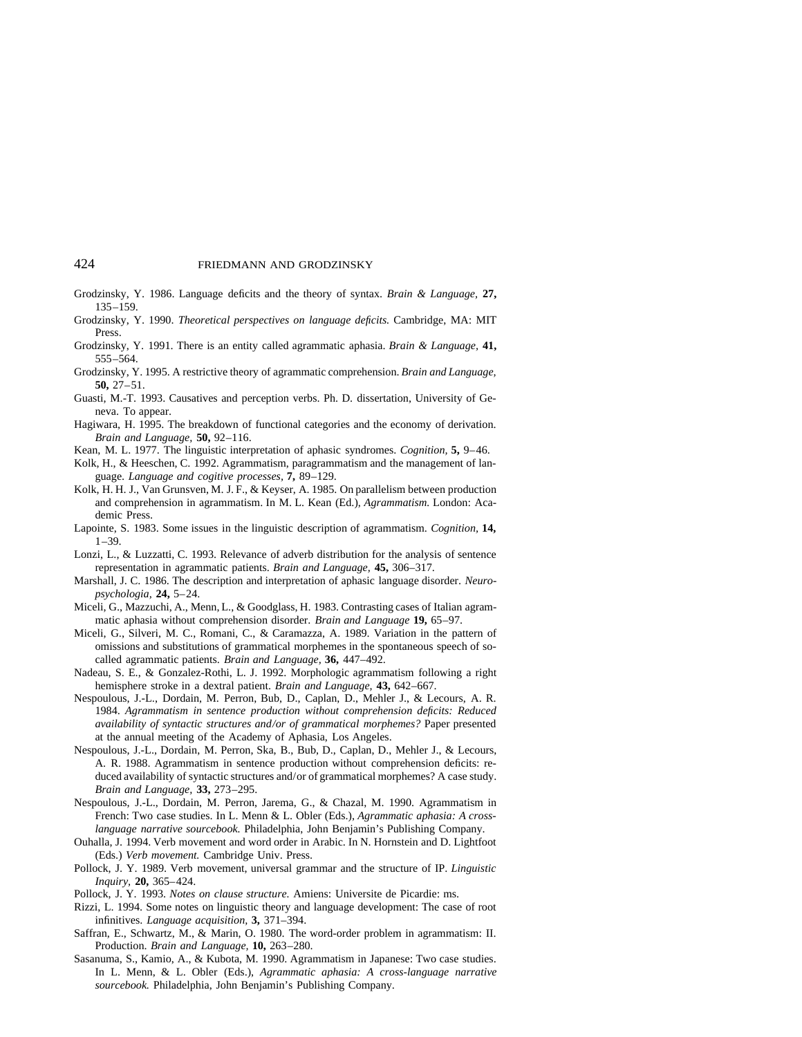Grodzinsky, Y. 1986. Language deficits and the theory of syntax. *Brain & Language,* **27,** 135–159.

Grodzinsky, Y. 1990. *Theoretical perspectives on language deficits.* Cambridge, MA: MIT Press.

Grodzinsky, Y. 1991. There is an entity called agrammatic aphasia. *Brain & Language,* **41,** 555–564.

Grodzinsky, Y. 1995. A restrictive theory of agrammatic comprehension. *Brain and Language,* **50,** 27–51.

Guasti, M.-T. 1993. Causatives and perception verbs. Ph. D. dissertation, University of Geneva. To appear.

Hagiwara, H. 1995. The breakdown of functional categories and the economy of derivation. *Brain and Language,* **50,** 92–116.

Kean, M. L. 1977. The linguistic interpretation of aphasic syndromes. *Cognition,* **5,** 9–46.

Kolk, H., & Heeschen, C. 1992. Agrammatism, paragrammatism and the management of language. *Language and cogitive processes,* **7,** 89–129.

Kolk, H. H. J., Van Grunsven, M. J. F., & Keyser, A. 1985. On parallelism between production and comprehension in agrammatism. In M. L. Kean (Ed.), *Agrammatism.* London: Academic Press.

Lapointe, S. 1983. Some issues in the linguistic description of agrammatism. *Cognition,* **14,** 1–39.

Lonzi, L., & Luzzatti, C. 1993. Relevance of adverb distribution for the analysis of sentence representation in agrammatic patients. *Brain and Language,* **45,** 306–317.

Marshall, J. C. 1986. The description and interpretation of aphasic language disorder. *Neuropsychologia,* **24,** 5–24.

Miceli, G., Mazzuchi, A., Menn, L., & Goodglass, H. 1983. Contrasting cases of Italian agrammatic aphasia without comprehension disorder. *Brain and Language* **19,** 65–97.

Miceli, G., Silveri, M. C., Romani, C., & Caramazza, A. 1989. Variation in the pattern of omissions and substitutions of grammatical morphemes in the spontaneous speech of so-called agrammatic patients. *Brain and Language,* **36,** 447–492.

Nadeau, S. E., & Gonzalez-Rothi, L. J. 1992. Morphologic agrammatism following a right hemisphere stroke in a dextral patient. *Brain and Language,* **43,** 642–667.

Nespoulous, J.-L., Dordain, M. Perron, Bub, D., Caplan, D., Mehler J., & Lecours, A. R. 1984. *Agrammatism in sentence production without comprehension deficits: Reduced availability of syntactic structures and/or of grammatical morphemes?* Paper presented at the annual meeting of the Academy of Aphasia, Los Angeles.

Nespoulous, J.-L., Dordain, M. Perron, Ska, B., Bub, D., Caplan, D., Mehler J., & Lecours, A. R. 1988. Agrammatism in sentence production without comprehension deficits: reduced availability of syntactic structures and/or of grammatical morphemes? A case study. *Brain and Language,* **33,** 273–295.

Nespoulous, J.-L., Dordain, M. Perron, Jarema, G., & Chazal, M. 1990. Agrammatism in French: Two case studies. In L. Menn & L. Obler (Eds.), *Agrammatic aphasia: A cross-language narrative sourcebook.* Philadelphia, John Benjamin's Publishing Company.

Ouhalla, J. 1994. Verb movement and word order in Arabic. In N. Hornstein and D. Lightfoot (Eds.) *Verb movement.* Cambridge Univ. Press.

Pollock, J. Y. 1989. Verb movement, universal grammar and the structure of IP. *Linguistic Inquiry,* **20,** 365–424.

Pollock, J. Y. 1993. *Notes on clause structure.* Amiens: Universite de Picardie: ms.

Rizzi, L. 1994. Some notes on linguistic theory and language development: The case of root infinitives. *Language acquisition,* **3,** 371–394.

Saffran, E., Schwartz, M., & Marin, O. 1980. The word-order problem in agrammatism: II. Production. *Brain and Language,* **10,** 263–280.

Sasanuma, S., Kamio, A., & Kubota, M. 1990. Agrammatism in Japanese: Two case studies. In L. Menn, & L. Obler (Eds.), *Agrammatic aphasia: A cross-language narrative sourcebook.* Philadelphia, John Benjamin's Publishing Company.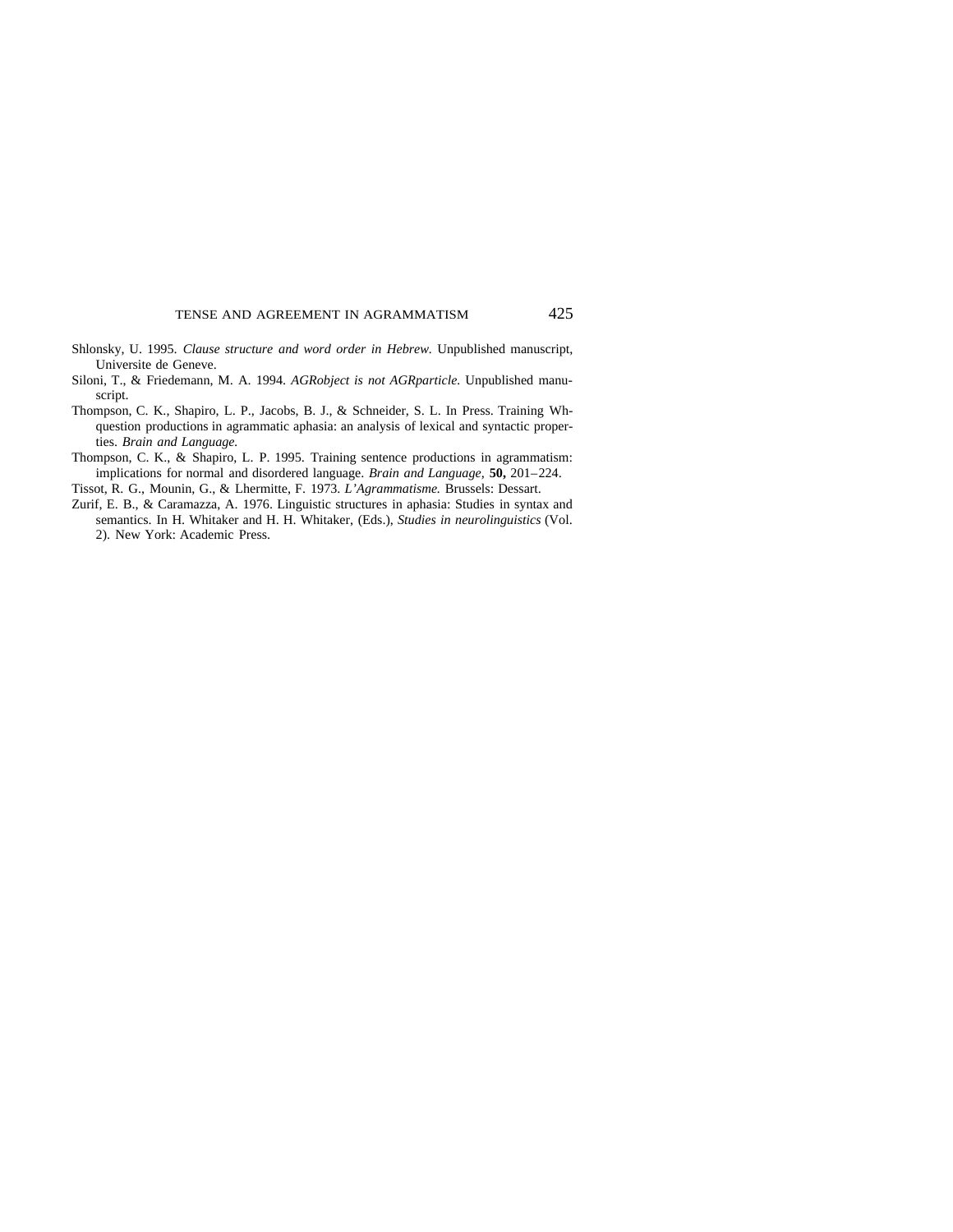Shlonsky, U. 1995. *Clause structure and word order in Hebrew.* Unpublished manuscript, Universite de Geneve.

Siloni, T., & Friedemann, M. A. 1994. *AGRobject is not AGRparticle.* Unpublished manuscript.

Thompson, C. K., Shapiro, L. P., Jacobs, B. J., & Schneider, S. L. In Press. Training Wh-question productions in agrammatic aphasia: an analysis of lexical and syntactic properties. *Brain and Language.*

Thompson, C. K., & Shapiro, L. P. 1995. Training sentence productions in agrammatism: implications for normal and disordered language. *Brain and Language,* **50,** 201–224.

Tissot, R. G., Mounin, G., & Lhermitte, F. 1973. *L'Agrammatisme.* Brussels: Dessart.

Zurif, E. B., & Caramazza, A. 1976. Linguistic structures in aphasia: Studies in syntax and semantics. In H. Whitaker and H. H. Whitaker, (Eds.), *Studies in neurolinguistics* (Vol. 2). New York: Academic Press.